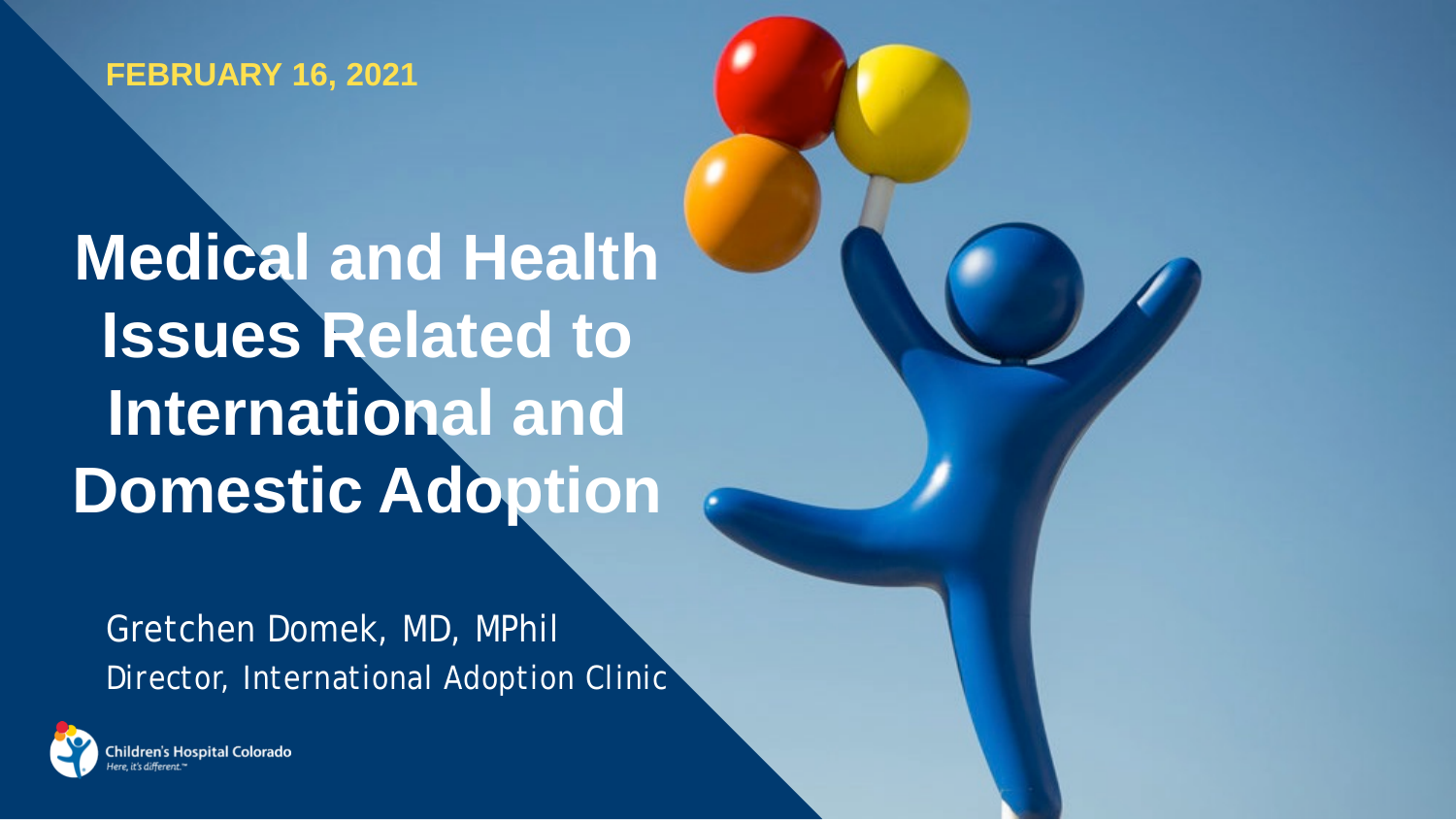FEBRUARY 16, 2021

# Medical and Health Issues Related to International and Domestic Adoption

Gretchen Domek, MD, MPhil
Director, International Adoption Clinic

Children's Hospital Colorado
*Here, it's different.™*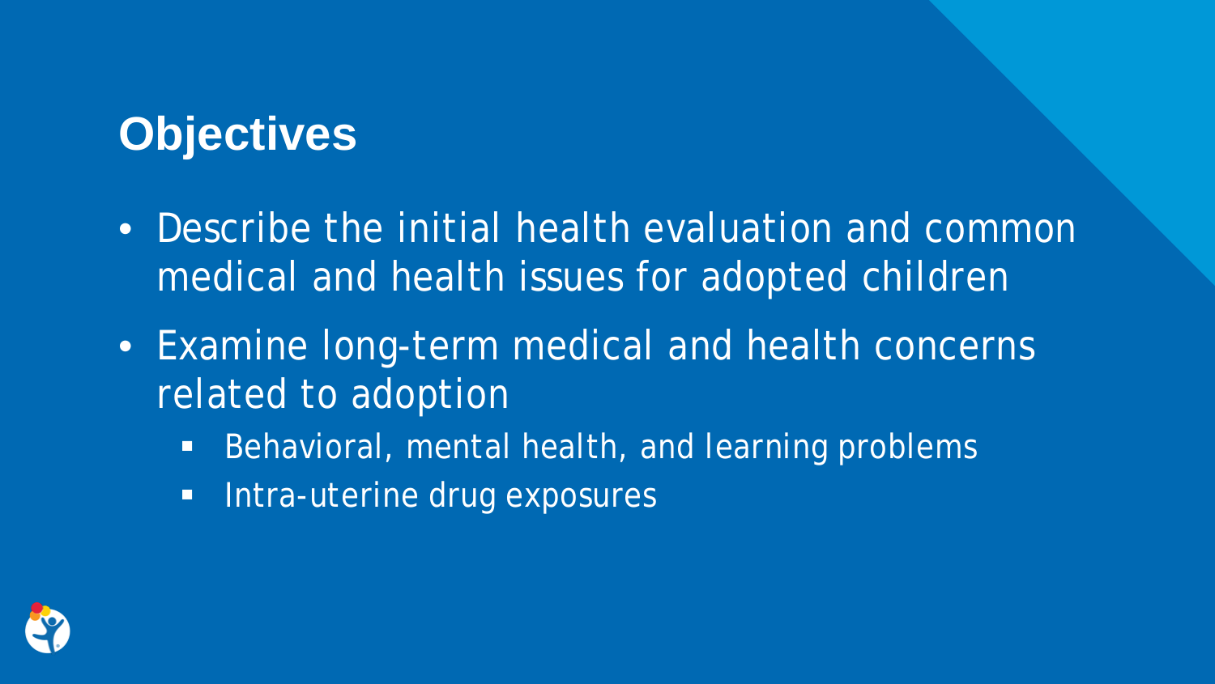## Objectives

- Describe the initial health evaluation and common medical and health issues for adopted children
- Examine long-term medical and health concerns related to adoption
  - Behavioral, mental health, and learning problems
  - Intra-uterine drug exposures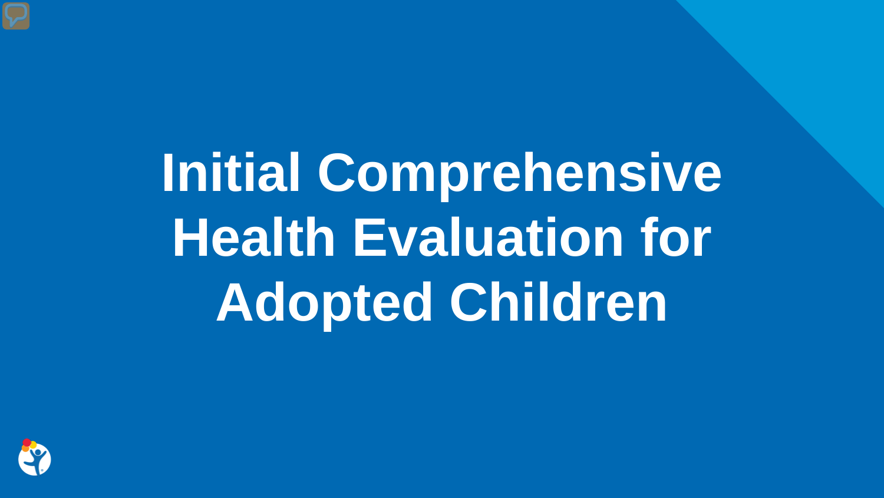# Initial Comprehensive Health Evaluation for Adopted Children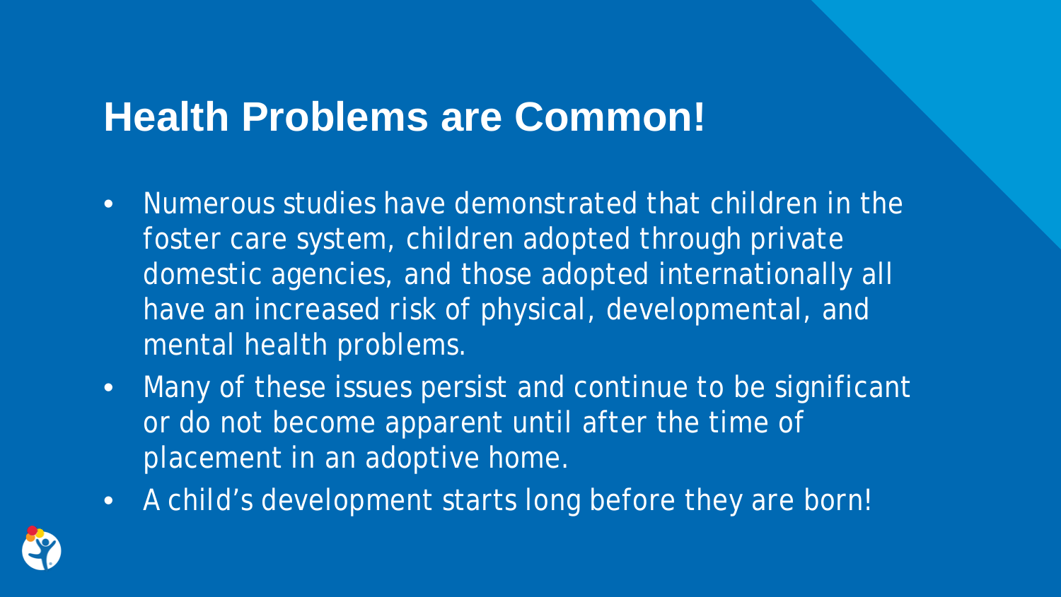# Health Problems are Common!

- Numerous studies have demonstrated that children in the foster care system, children adopted through private domestic agencies, and those adopted internationally all have an increased risk of physical, developmental, and mental health problems.
- Many of these issues persist and continue to be significant or do not become apparent until after the time of placement in an adoptive home.
- A child's development starts long before they are born!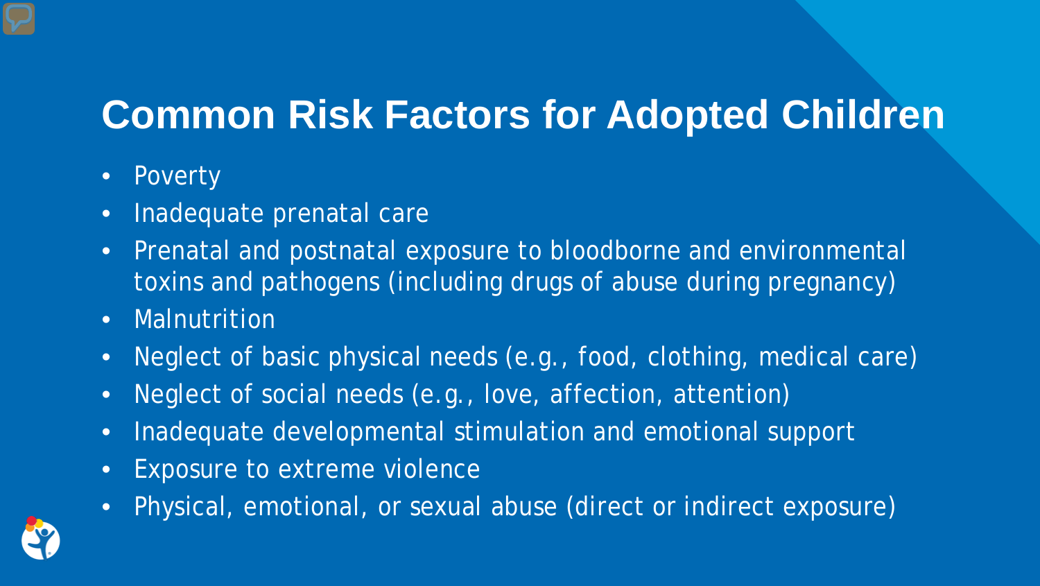# Common Risk Factors for Adopted Children

- Poverty
- Inadequate prenatal care
- Prenatal and postnatal exposure to bloodborne and environmental toxins and pathogens (including drugs of abuse during pregnancy)
- Malnutrition
- Neglect of basic physical needs (e.g., food, clothing, medical care)
- Neglect of social needs (e.g., love, affection, attention)
- Inadequate developmental stimulation and emotional support
- Exposure to extreme violence
- Physical, emotional, or sexual abuse (direct or indirect exposure)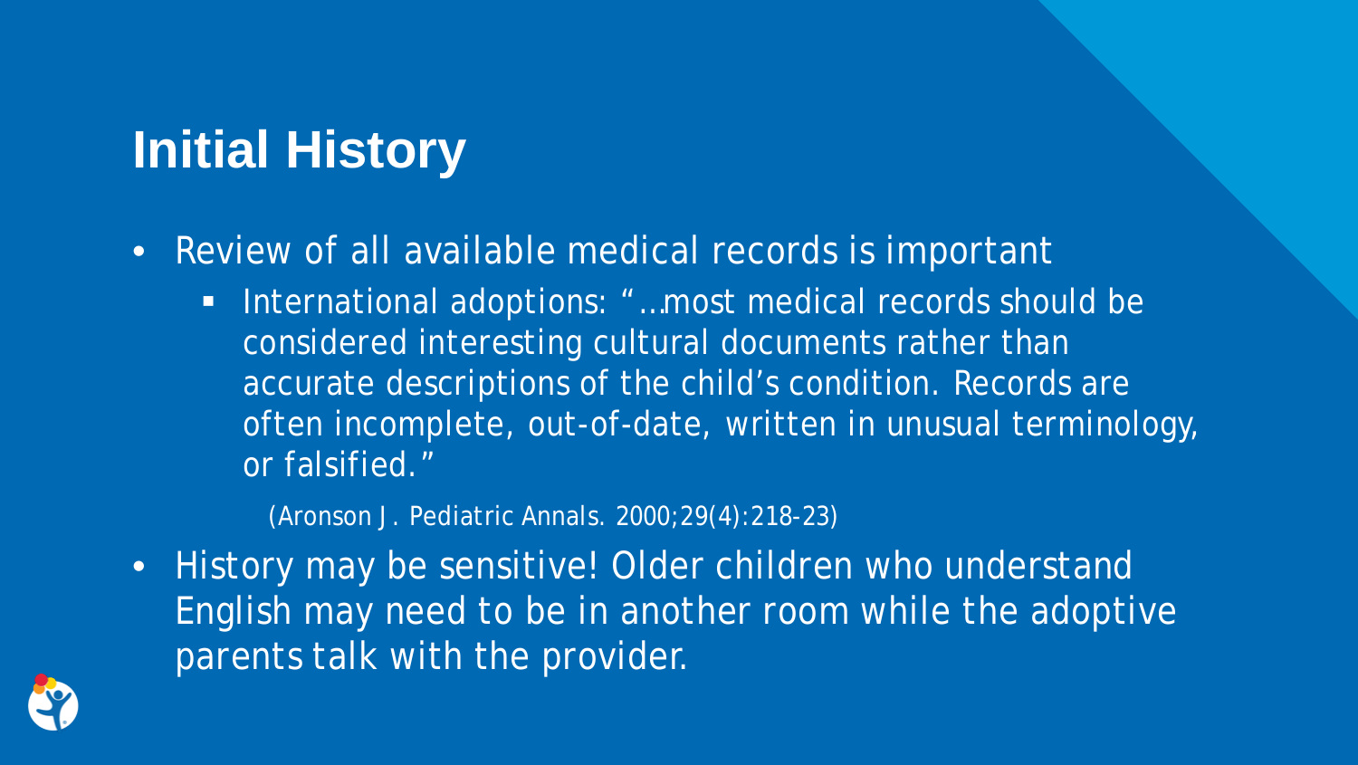# Initial History

- Review of all available medical records is important
  - International adoptions: "…most medical records should be considered interesting cultural documents rather than accurate descriptions of the child's condition. Records are often incomplete, out-of-date, written in unusual terminology, or falsified."

    (Aronson J. Pediatric Annals. 2000;29(4):218-23)
- History may be sensitive! Older children who understand English may need to be in another room while the adoptive parents talk with the provider.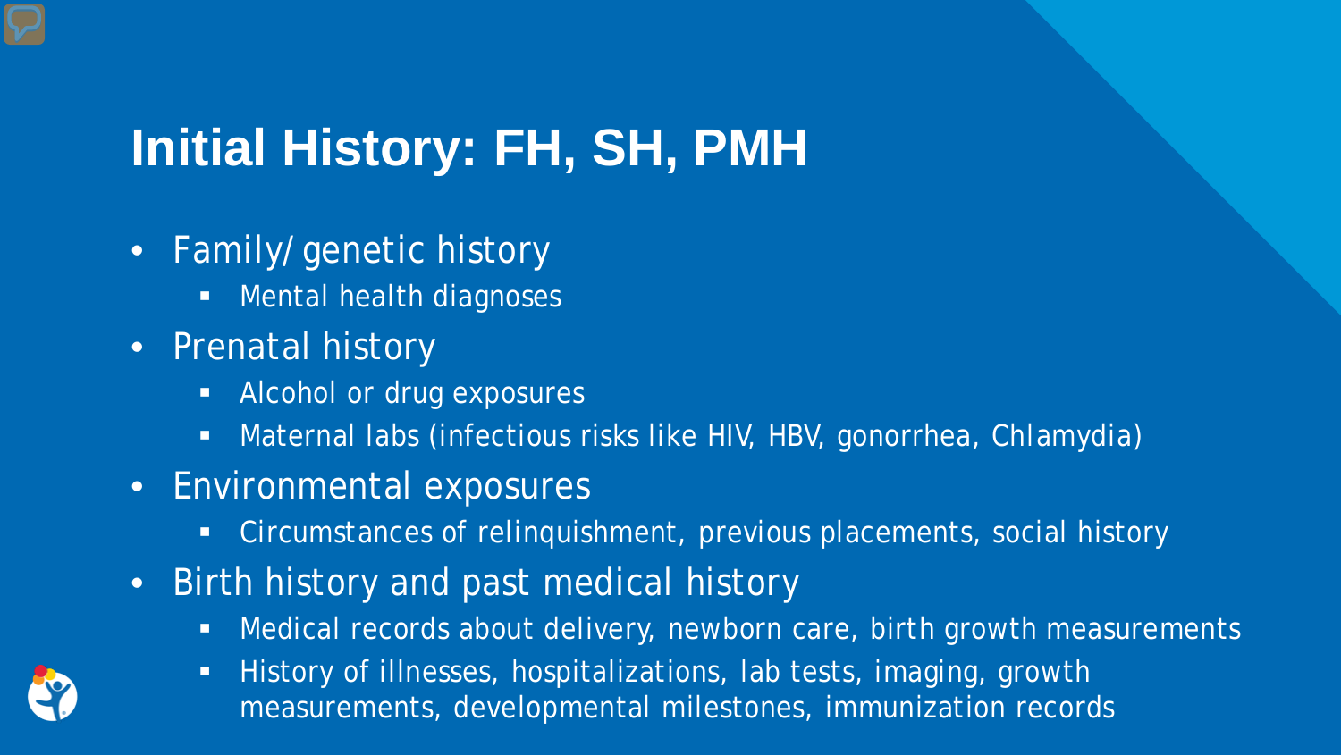# Initial History: FH, SH, PMH

- Family/ genetic history
  - Mental health diagnoses
- Prenatal history
  - Alcohol or drug exposures
  - Maternal labs (infectious risks like HIV, HBV, gonorrhea, Chlamydia)
- Environmental exposures
  - Circumstances of relinquishment, previous placements, social history
- Birth history and past medical history
  - Medical records about delivery, newborn care, birth growth measurements
  - History of illnesses, hospitalizations, lab tests, imaging, growth measurements, developmental milestones, immunization records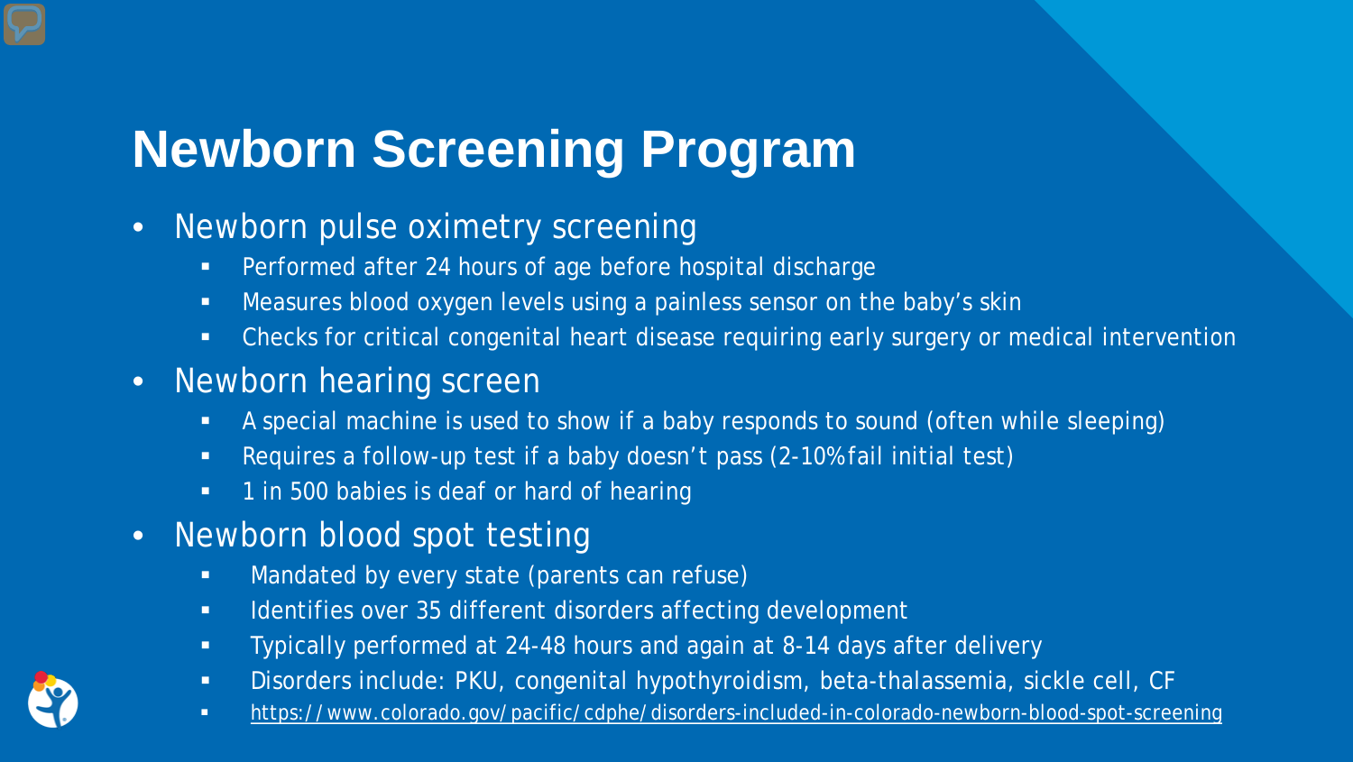# Newborn Screening Program

- Newborn pulse oximetry screening
  - Performed after 24 hours of age before hospital discharge
  - Measures blood oxygen levels using a painless sensor on the baby's skin
  - Checks for critical congenital heart disease requiring early surgery or medical intervention
- Newborn hearing screen
  - A special machine is used to show if a baby responds to sound (often while sleeping)
  - Requires a follow-up test if a baby doesn't pass (2-10% fail initial test)
  - 1 in 500 babies is deaf or hard of hearing
- Newborn blood spot testing
  - Mandated by every state (parents can refuse)
  - Identifies over 35 different disorders affecting development
  - Typically performed at 24-48 hours and again at 8-14 days after delivery
  - Disorders include: PKU, congenital hypothyroidism, beta-thalassemia, sickle cell, CF
  - https://www.colorado.gov/pacific/cdphe/disorders-included-in-colorado-newborn-blood-spot-screening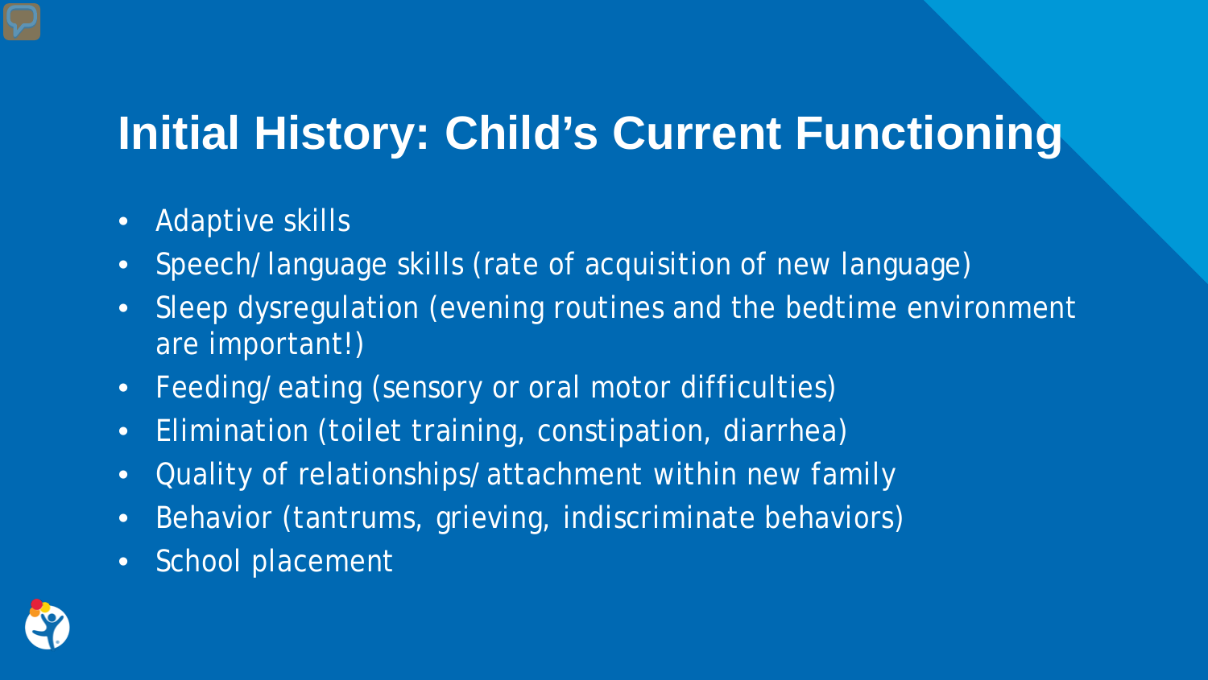# Initial History: Child's Current Functioning

- Adaptive skills
- Speech/language skills (rate of acquisition of new language)
- Sleep dysregulation (evening routines and the bedtime environment are important!)
- Feeding/eating (sensory or oral motor difficulties)
- Elimination (toilet training, constipation, diarrhea)
- Quality of relationships/attachment within new family
- Behavior (tantrums, grieving, indiscriminate behaviors)
- School placement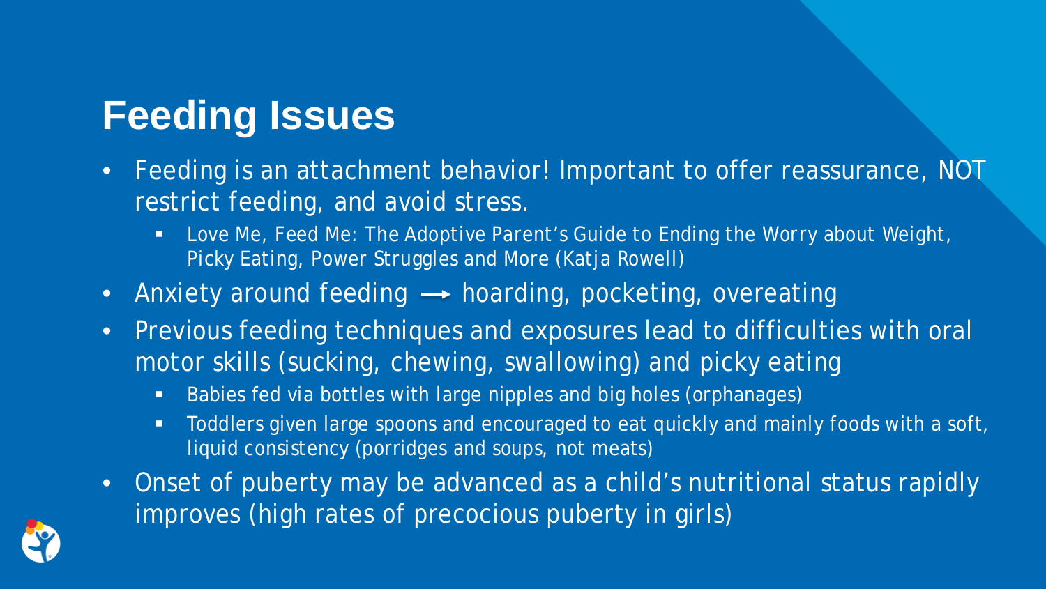# Feeding Issues

- Feeding is an attachment behavior! Important to offer reassurance, NOT restrict feeding, and avoid stress.
  - Love Me, Feed Me: The Adoptive Parent's Guide to Ending the Worry about Weight, Picky Eating, Power Struggles and More (Katja Rowell)
- Anxiety around feeding → hoarding, pocketing, overeating
- Previous feeding techniques and exposures lead to difficulties with oral motor skills (sucking, chewing, swallowing) and picky eating
  - Babies fed via bottles with large nipples and big holes (orphanages)
  - Toddlers given large spoons and encouraged to eat quickly and mainly foods with a soft, liquid consistency (porridges and soups, not meats)
- Onset of puberty may be advanced as a child's nutritional status rapidly improves (high rates of precocious puberty in girls)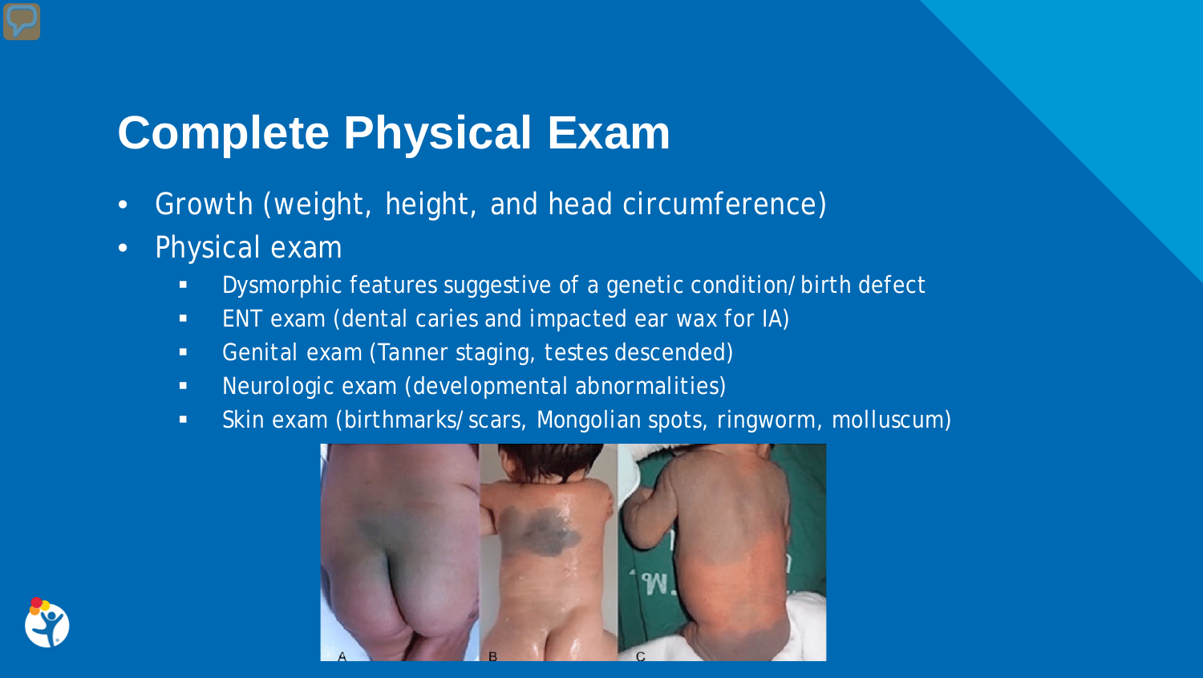# Complete Physical Exam

- Growth (weight, height, and head circumference)
- Physical exam
  - Dysmorphic features suggestive of a genetic condition/birth defect
  - ENT exam (dental caries and impacted ear wax for IA)
  - Genital exam (Tanner staging, testes descended)
  - Neurologic exam (developmental abnormalities)
  - Skin exam (birthmarks/scars, Mongolian spots, ringworm, molluscum)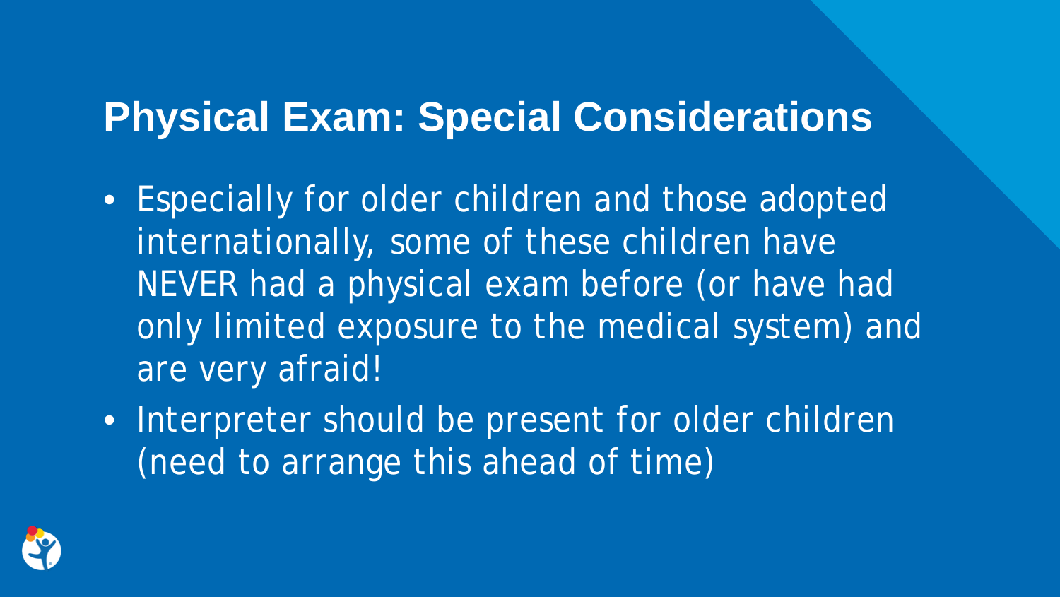# Physical Exam: Special Considerations

- Especially for older children and those adopted internationally, some of these children have NEVER had a physical exam before (or have had only limited exposure to the medical system) and are very afraid!
- Interpreter should be present for older children (need to arrange this ahead of time)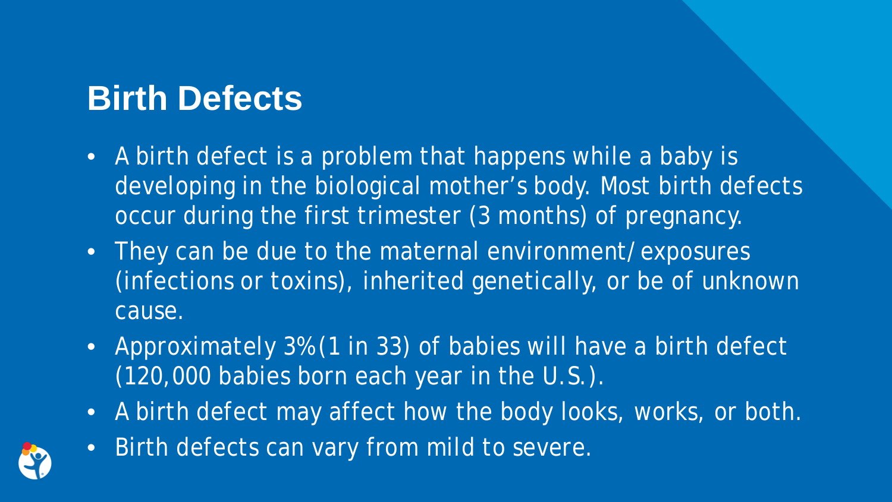# Birth Defects

- A birth defect is a problem that happens while a baby is developing in the biological mother's body. Most birth defects occur during the first trimester (3 months) of pregnancy.
- They can be due to the maternal environment/ exposures (infections or toxins), inherited genetically, or be of unknown cause.
- Approximately 3% (1 in 33) of babies will have a birth defect (120,000 babies born each year in the U.S.).
- A birth defect may affect how the body looks, works, or both.
- Birth defects can vary from mild to severe.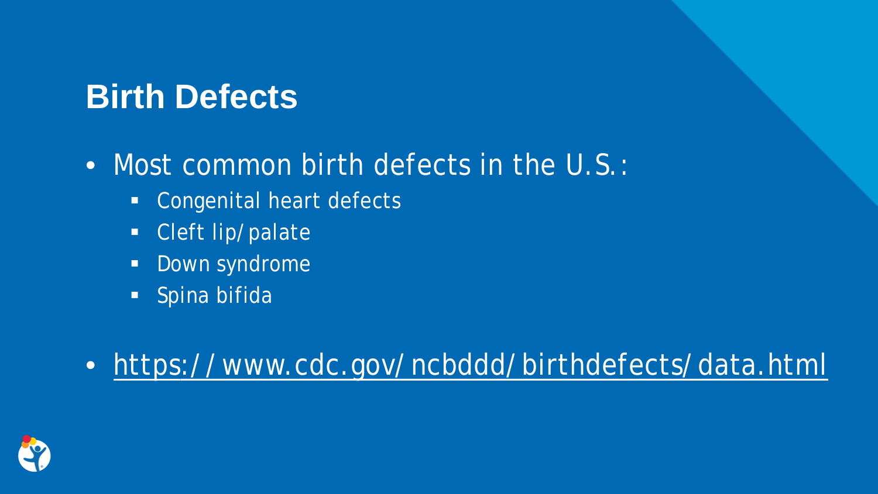## Birth Defects

- Most common birth defects in the U.S.:
  - Congenital heart defects
  - Cleft lip/palate
  - Down syndrome
  - Spina bifida

- https://www.cdc.gov/ncbddd/birthdefects/data.html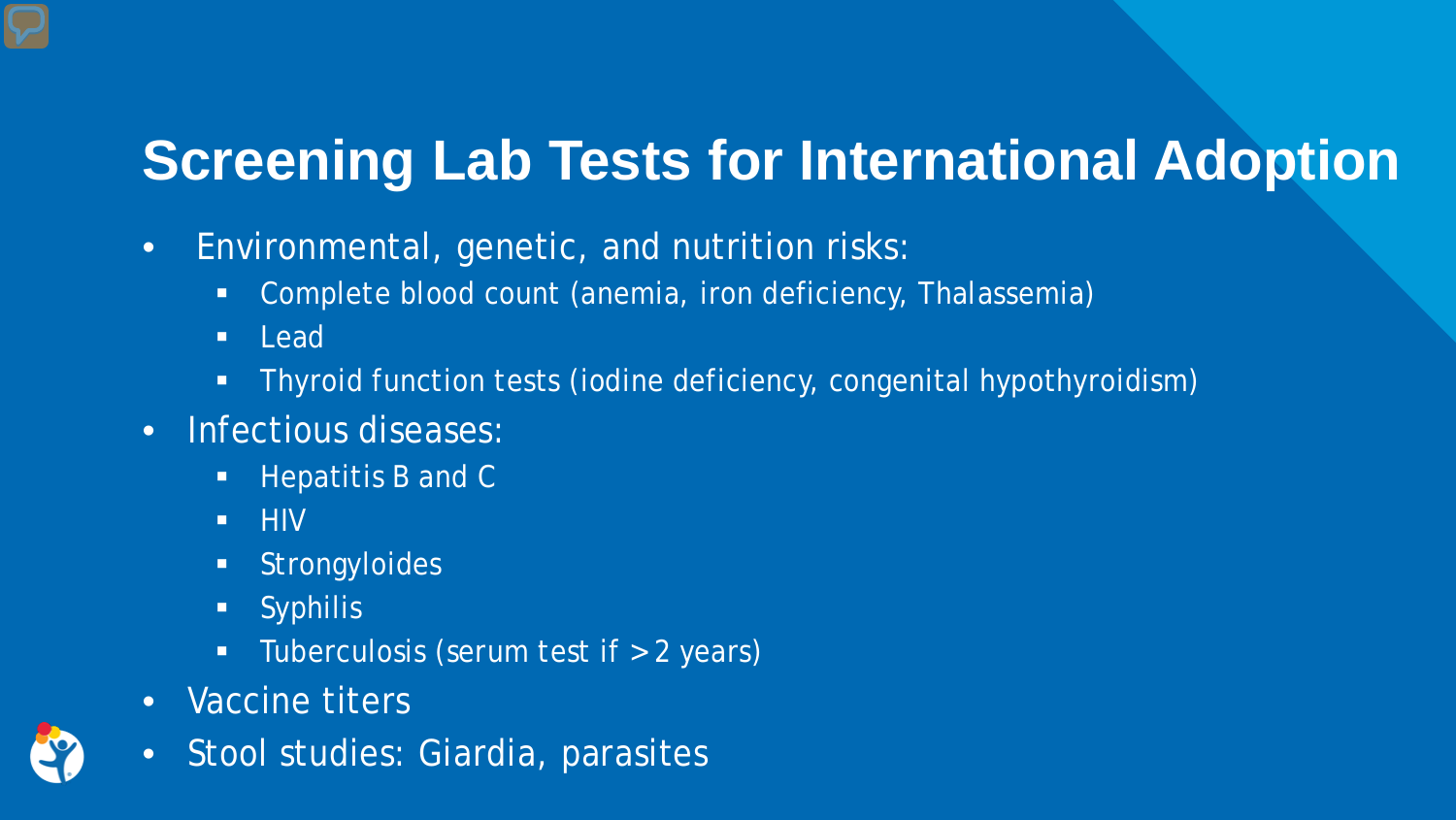# Screening Lab Tests for International Adoption

- Environmental, genetic, and nutrition risks:
  - Complete blood count (anemia, iron deficiency, Thalassemia)
  - Lead
  - Thyroid function tests (iodine deficiency, congenital hypothyroidism)
- Infectious diseases:
  - Hepatitis B and C
  - HIV
  - Strongyloides
  - Syphilis
  - Tuberculosis (serum test if > 2 years)
- Vaccine titers
- Stool studies: Giardia, parasites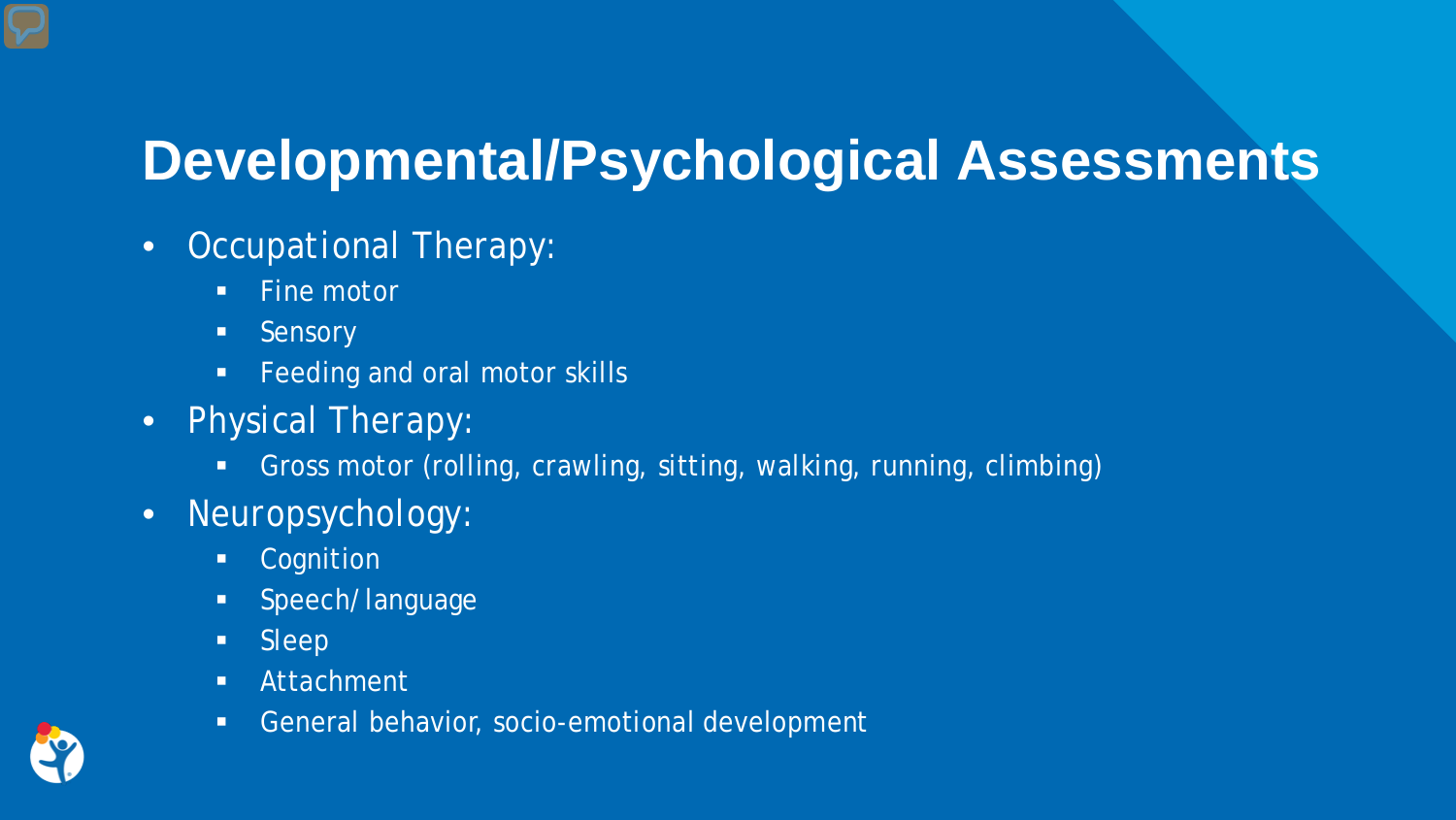# Developmental/Psychological Assessments

- Occupational Therapy:
  - Fine motor
  - Sensory
  - Feeding and oral motor skills
- Physical Therapy:
  - Gross motor (rolling, crawling, sitting, walking, running, climbing)
- Neuropsychology:
  - Cognition
  - Speech/ language
  - Sleep
  - Attachment
  - General behavior, socio-emotional development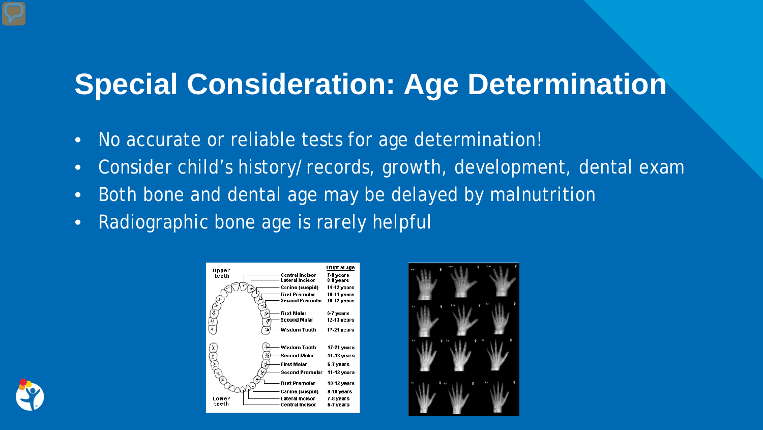# Special Consideration: Age Determination

- No accurate or reliable tests for age determination!
- Consider child's history/ records, growth, development, dental exam
- Both bone and dental age may be delayed by malnutrition
- Radiographic bone age is rarely helpful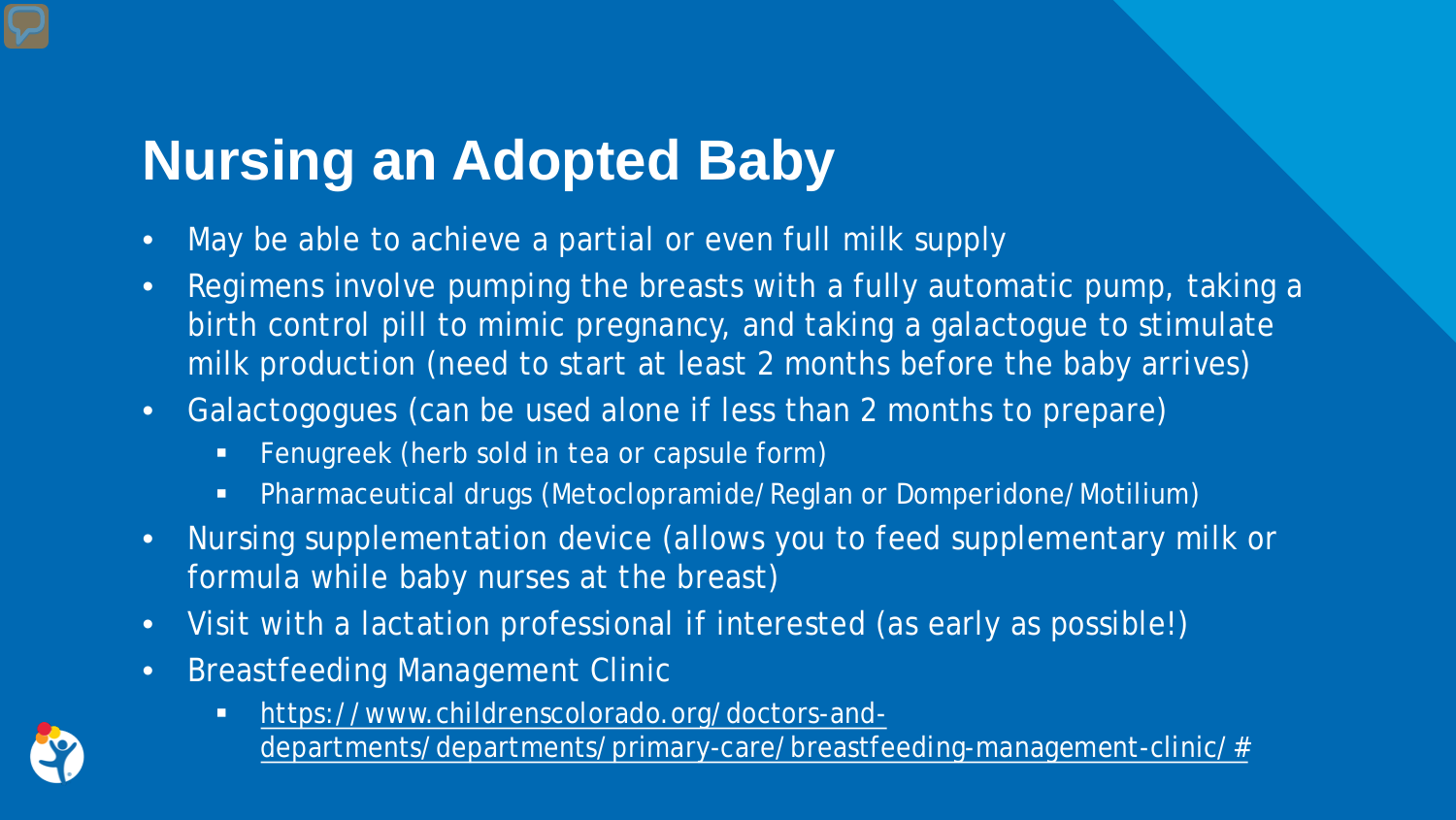# Nursing an Adopted Baby

- May be able to achieve a partial or even full milk supply
- Regimens involve pumping the breasts with a fully automatic pump, taking a birth control pill to mimic pregnancy, and taking a galactogue to stimulate milk production (need to start at least 2 months before the baby arrives)
- Galactogogues (can be used alone if less than 2 months to prepare)
  - Fenugreek (herb sold in tea or capsule form)
  - Pharmaceutical drugs (Metoclopramide/Reglan or Domperidone/Motilium)
- Nursing supplementation device (allows you to feed supplementary milk or formula while baby nurses at the breast)
- Visit with a lactation professional if interested (as early as possible!)
- Breastfeeding Management Clinic
  - https://www.childrenscolorado.org/doctors-and-departments/departments/primary-care/breastfeeding-management-clinic/#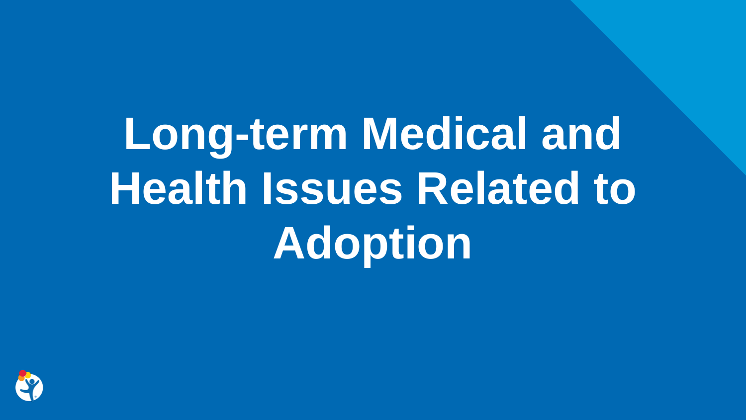# Long-term Medical and Health Issues Related to Adoption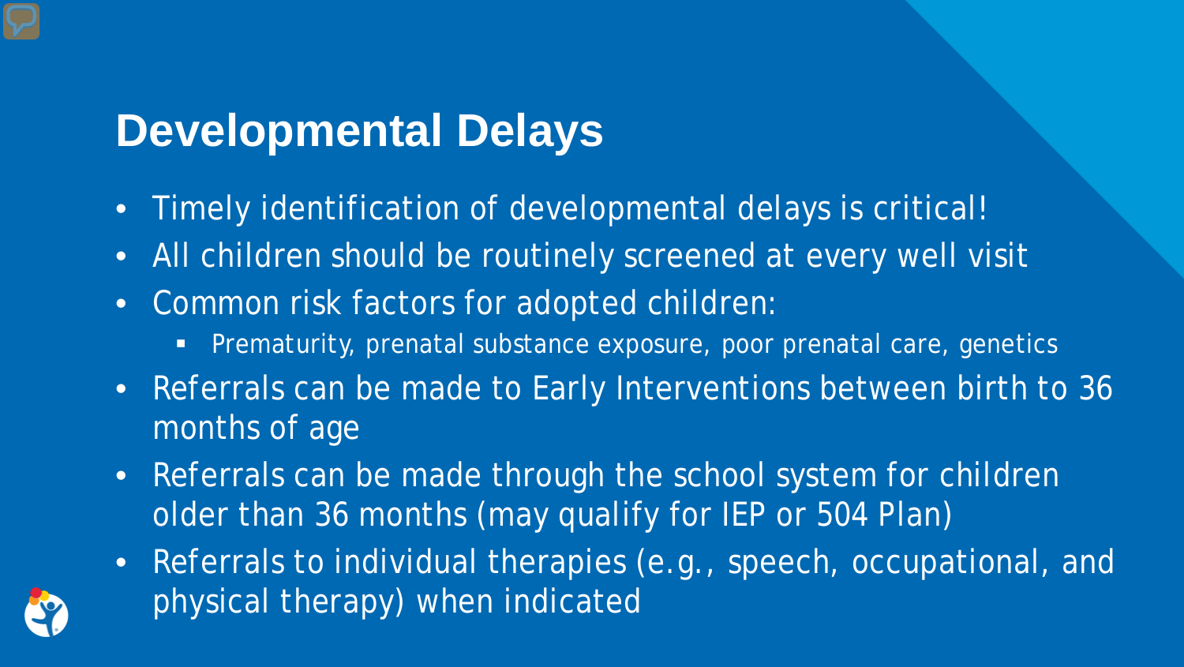# Developmental Delays

- Timely identification of developmental delays is critical!
- All children should be routinely screened at every well visit
- Common risk factors for adopted children:
  - Prematurity, prenatal substance exposure, poor prenatal care, genetics
- Referrals can be made to Early Interventions between birth to 36 months of age
- Referrals can be made through the school system for children older than 36 months (may qualify for IEP or 504 Plan)
- Referrals to individual therapies (e.g., speech, occupational, and physical therapy) when indicated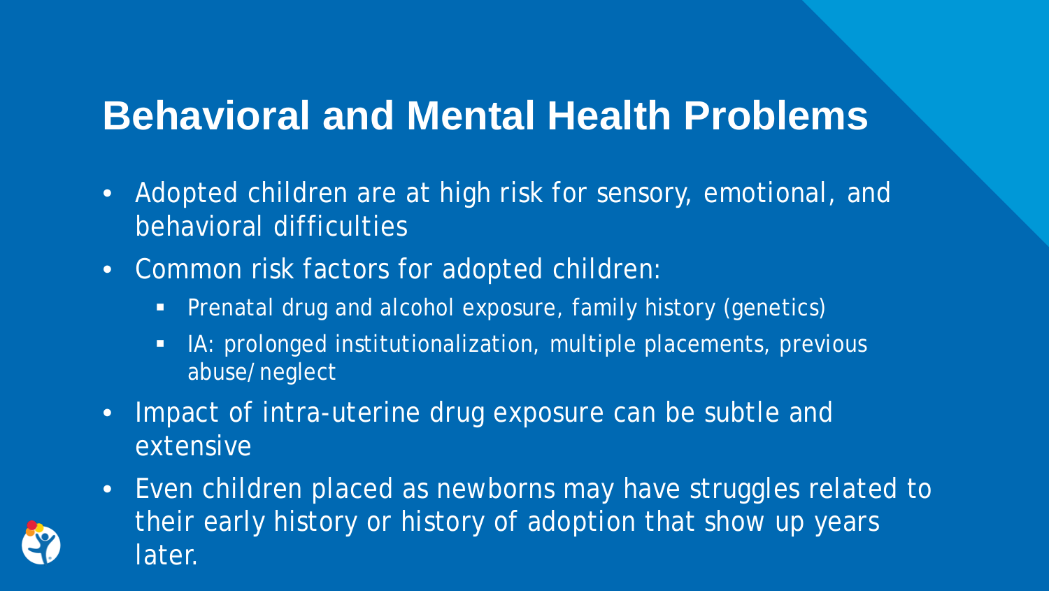# Behavioral and Mental Health Problems

- Adopted children are at high risk for sensory, emotional, and behavioral difficulties
- Common risk factors for adopted children:
  - Prenatal drug and alcohol exposure, family history (genetics)
  - IA: prolonged institutionalization, multiple placements, previous abuse/neglect
- Impact of intra-uterine drug exposure can be subtle and extensive
- Even children placed as newborns may have struggles related to their early history or history of adoption that show up years later.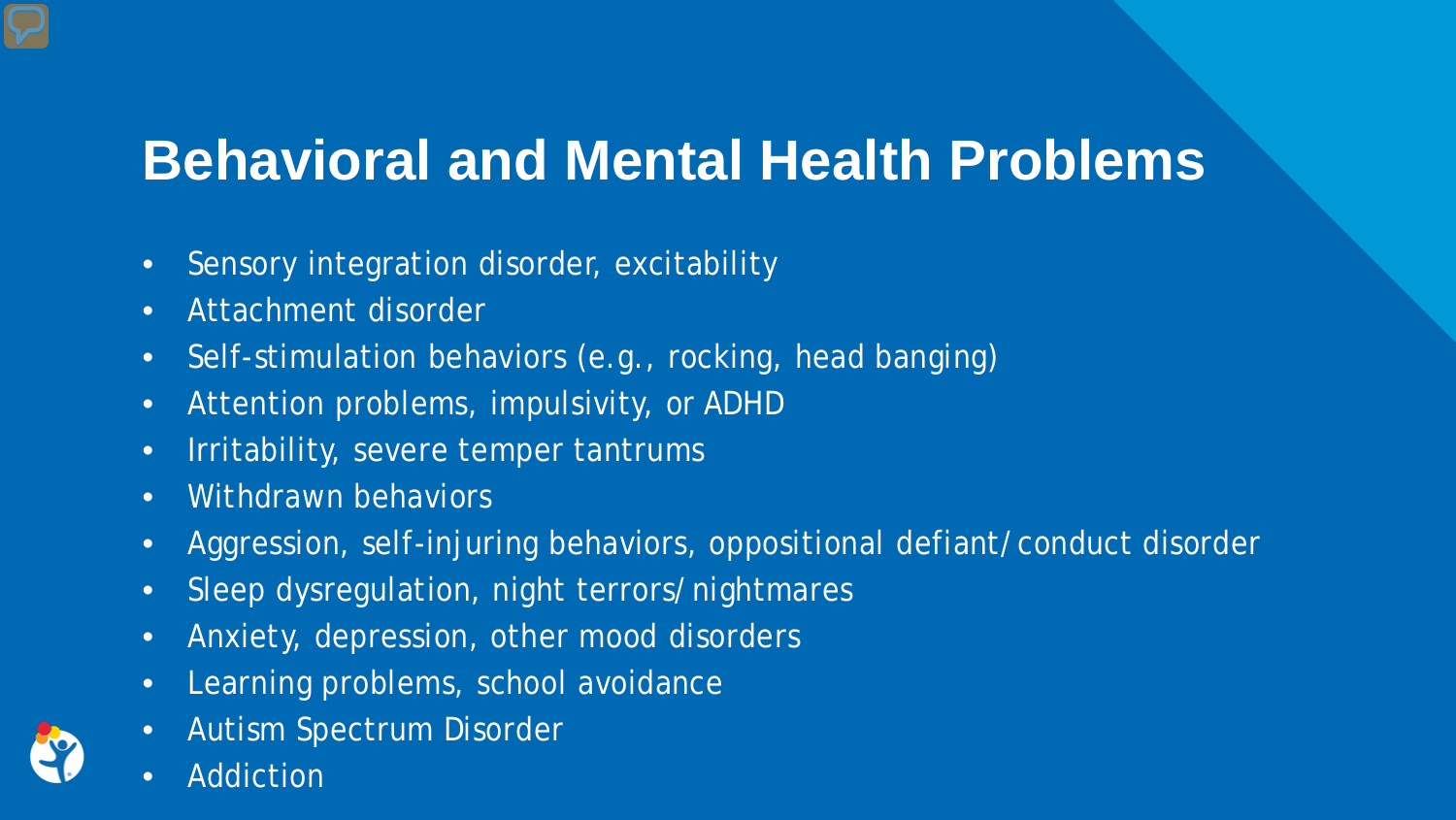# Behavioral and Mental Health Problems

- Sensory integration disorder, excitability
- Attachment disorder
- Self-stimulation behaviors (e.g., rocking, head banging)
- Attention problems, impulsivity, or ADHD
- Irritability, severe temper tantrums
- Withdrawn behaviors
- Aggression, self-injuring behaviors, oppositional defiant/conduct disorder
- Sleep dysregulation, night terrors/nightmares
- Anxiety, depression, other mood disorders
- Learning problems, school avoidance
- Autism Spectrum Disorder
- Addiction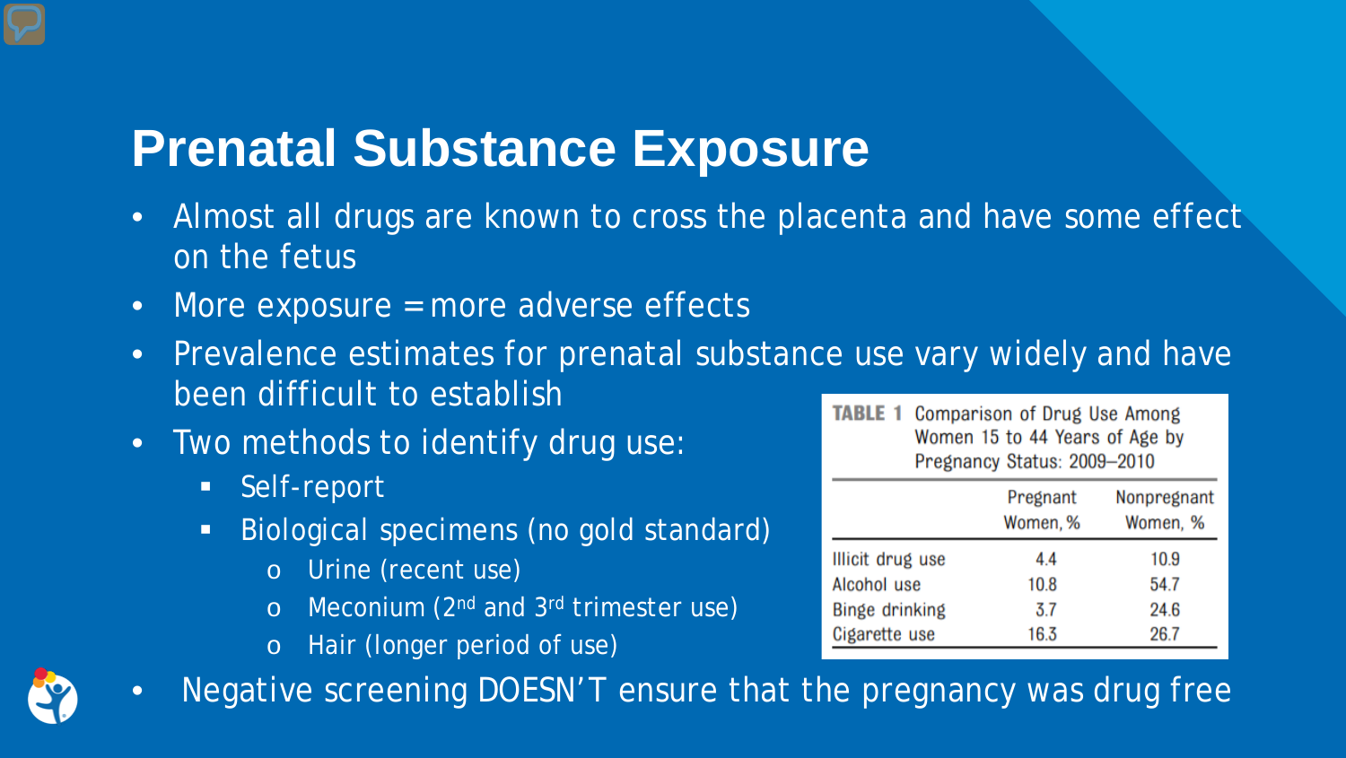# Prenatal Substance Exposure

- Almost all drugs are known to cross the placenta and have some effect on the fetus
- More exposure = more adverse effects
- Prevalence estimates for prenatal substance use vary widely and have been difficult to establish
- Two methods to identify drug use:
  - Self-report
  - Biological specimens (no gold standard)
    - Urine (recent use)
    - Meconium (2nd and 3rd trimester use)
    - Hair (longer period of use)
- Negative screening DOESN'T ensure that the pregnancy was drug free

**TABLE 1** Comparison of Drug Use Among Women 15 to 44 Years of Age by Pregnancy Status: 2009–2010

| | Pregnant Women, % | Nonpregnant Women, % |
|---|---|---|
| Illicit drug use | 4.4 | 10.9 |
| Alcohol use | 10.8 | 54.7 |
| Binge drinking | 3.7 | 24.6 |
| Cigarette use | 16.3 | 26.7 |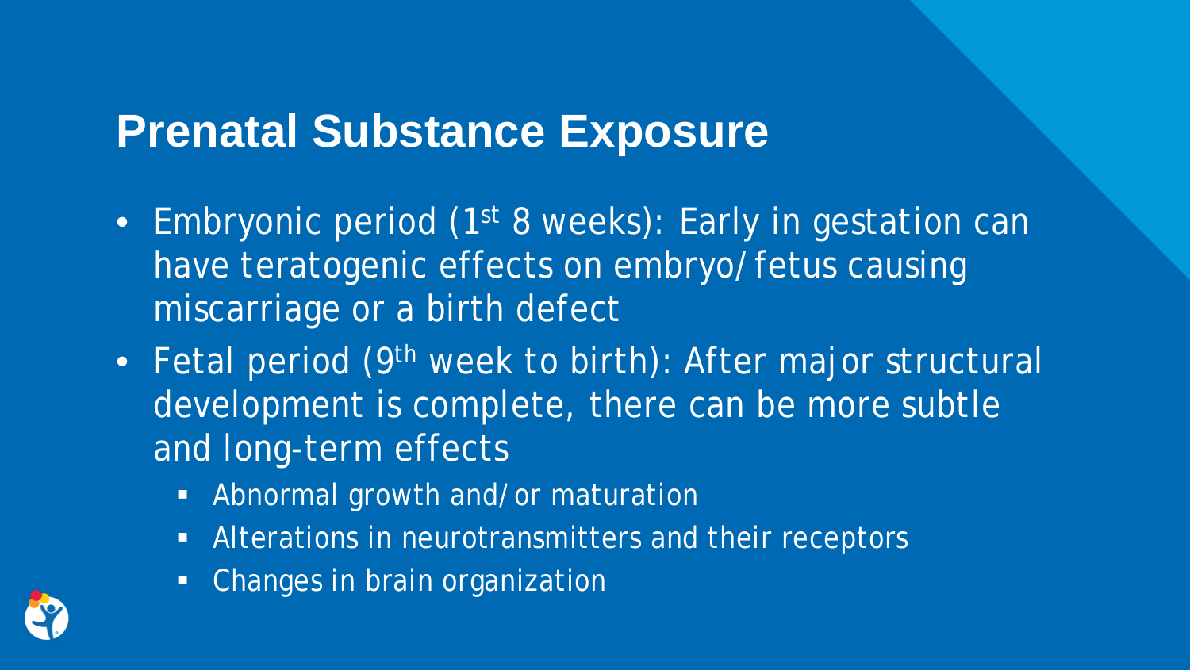# Prenatal Substance Exposure

- Embryonic period (1st 8 weeks): Early in gestation can have teratogenic effects on embryo/fetus causing miscarriage or a birth defect
- Fetal period (9th week to birth): After major structural development is complete, there can be more subtle and long-term effects
  - Abnormal growth and/or maturation
  - Alterations in neurotransmitters and their receptors
  - Changes in brain organization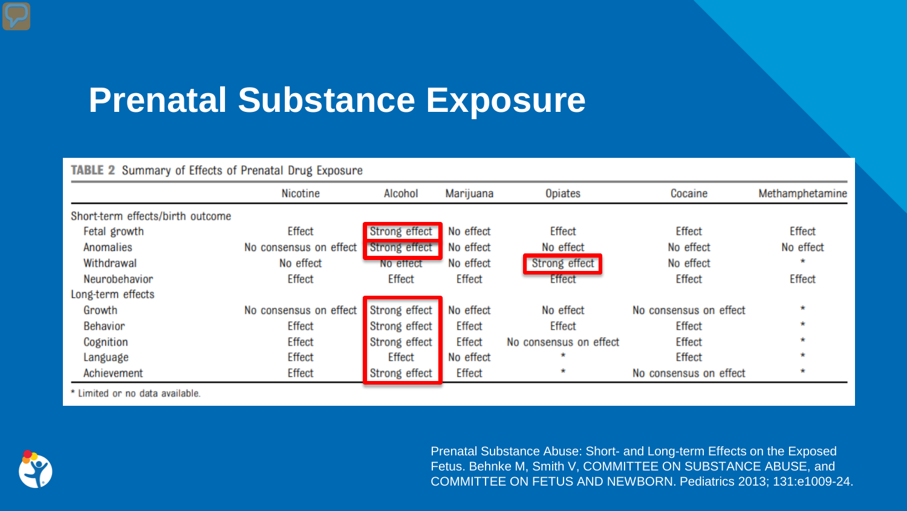# Prenatal Substance Exposure

**TABLE 2** Summary of Effects of Prenatal Drug Exposure

| | Nicotine | Alcohol | Marijuana | Opiates | Cocaine | Methamphetamine |
|---|---|---|---|---|---|---|
| Short-term effects/birth outcome | | | | | | |
| Fetal growth | Effect | Strong effect | No effect | Effect | Effect | Effect |
| Anomalies | No consensus on effect | Strong effect | No effect | No effect | No effect | No effect |
| Withdrawal | No effect | No effect | No effect | Strong effect | No effect | * |
| Neurobehavior | Effect | Effect | Effect | Effect | Effect | Effect |
| Long-term effects | | | | | | |
| Growth | No consensus on effect | Strong effect | No effect | No effect | No consensus on effect | * |
| Behavior | Effect | Strong effect | Effect | Effect | Effect | * |
| Cognition | Effect | Strong effect | Effect | No consensus on effect | Effect | * |
| Language | Effect | Effect | No effect | * | Effect | * |
| Achievement | Effect | Strong effect | Effect | * | No consensus on effect | * |

* Limited or no data available.

Prenatal Substance Abuse: Short- and Long-term Effects on the Exposed Fetus. Behnke M, Smith V, COMMITTEE ON SUBSTANCE ABUSE, and COMMITTEE ON FETUS AND NEWBORN. Pediatrics 2013; 131:e1009-24.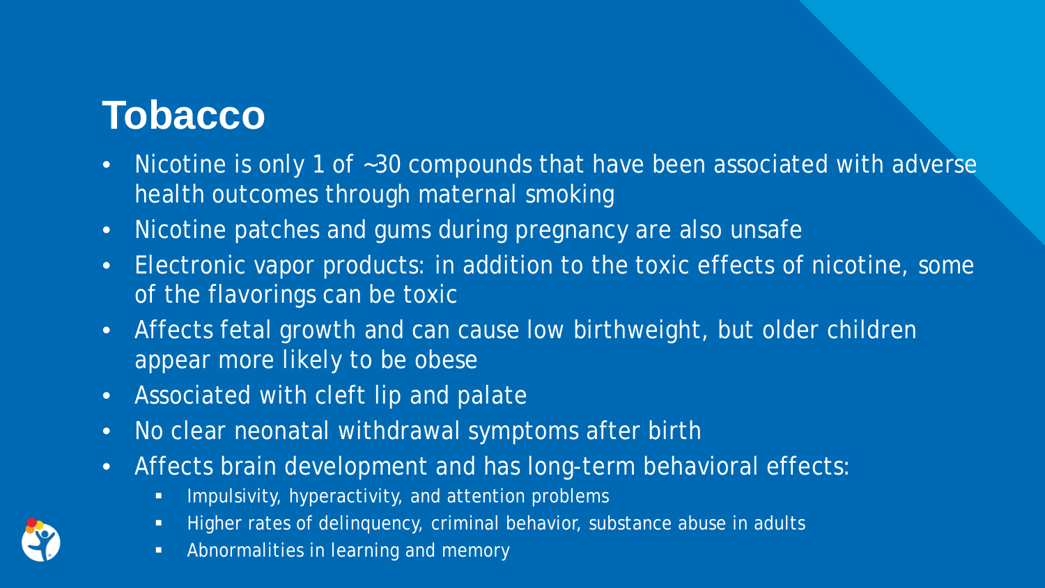# Tobacco

- Nicotine is only 1 of ~30 compounds that have been associated with adverse health outcomes through maternal smoking
- Nicotine patches and gums during pregnancy are also unsafe
- Electronic vapor products: in addition to the toxic effects of nicotine, some of the flavorings can be toxic
- Affects fetal growth and can cause low birthweight, but older children appear more likely to be obese
- Associated with cleft lip and palate
- No clear neonatal withdrawal symptoms after birth
- Affects brain development and has long-term behavioral effects:
  - Impulsivity, hyperactivity, and attention problems
  - Higher rates of delinquency, criminal behavior, substance abuse in adults
  - Abnormalities in learning and memory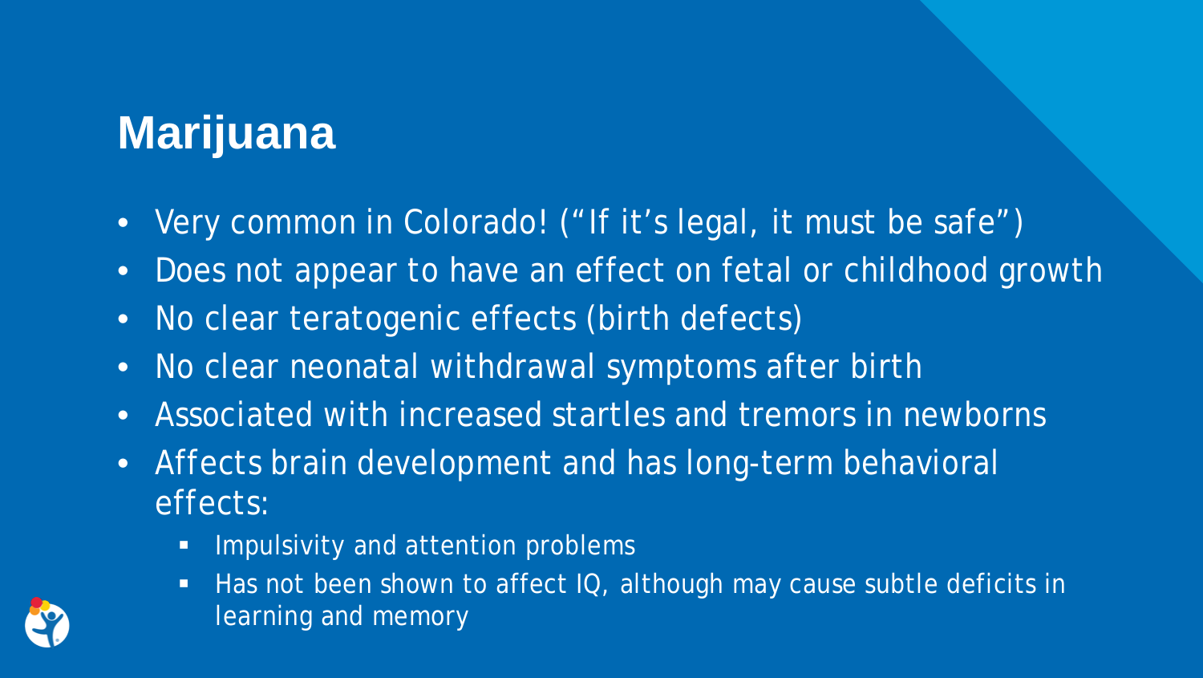# Marijuana

- Very common in Colorado! ("If it's legal, it must be safe")
- Does not appear to have an effect on fetal or childhood growth
- No clear teratogenic effects (birth defects)
- No clear neonatal withdrawal symptoms after birth
- Associated with increased startles and tremors in newborns
- Affects brain development and has long-term behavioral effects:
  - Impulsivity and attention problems
  - Has not been shown to affect IQ, although may cause subtle deficits in learning and memory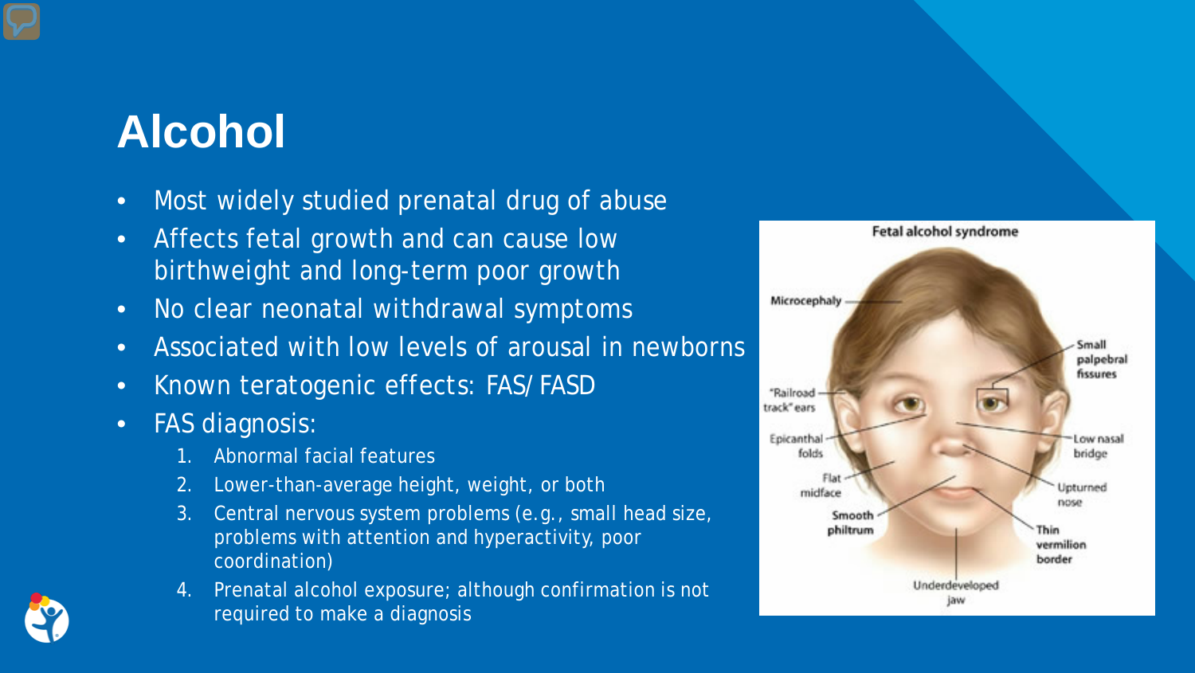# Alcohol

- Most widely studied prenatal drug of abuse
- Affects fetal growth and can cause low birthweight and long-term poor growth
- No clear neonatal withdrawal symptoms
- Associated with low levels of arousal in newborns
- Known teratogenic effects: FAS/FASD
- FAS diagnosis:
    1. Abnormal facial features
    2. Lower-than-average height, weight, or both
    3. Central nervous system problems (e.g., small head size, problems with attention and hyperactivity, poor coordination)
    4. Prenatal alcohol exposure; although confirmation is not required to make a diagnosis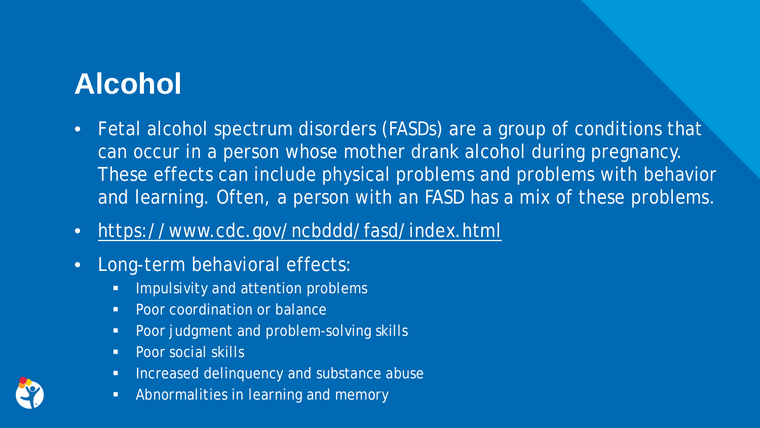# Alcohol

- Fetal alcohol spectrum disorders (FASDs) are a group of conditions that can occur in a person whose mother drank alcohol during pregnancy. These effects can include physical problems and problems with behavior and learning. Often, a person with an FASD has a mix of these problems.
- https://www.cdc.gov/ncbddd/fasd/index.html
- Long-term behavioral effects:
  - Impulsivity and attention problems
  - Poor coordination or balance
  - Poor judgment and problem-solving skills
  - Poor social skills
  - Increased delinquency and substance abuse
  - Abnormalities in learning and memory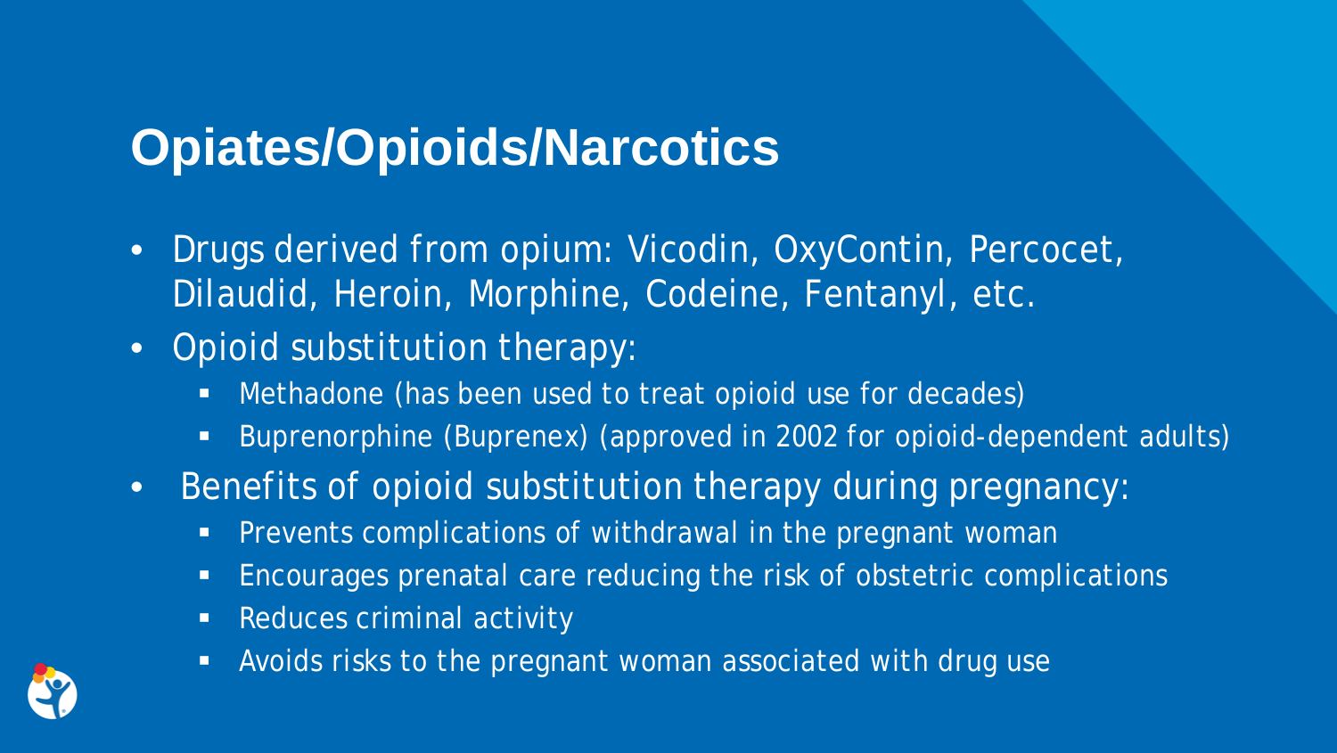# Opiates/Opioids/Narcotics

- Drugs derived from opium: Vicodin, OxyContin, Percocet, Dilaudid, Heroin, Morphine, Codeine, Fentanyl, etc.
- Opioid substitution therapy:
  - Methadone (has been used to treat opioid use for decades)
  - Buprenorphine (Buprenex) (approved in 2002 for opioid-dependent adults)
- Benefits of opioid substitution therapy during pregnancy:
  - Prevents complications of withdrawal in the pregnant woman
  - Encourages prenatal care reducing the risk of obstetric complications
  - Reduces criminal activity
  - Avoids risks to the pregnant woman associated with drug use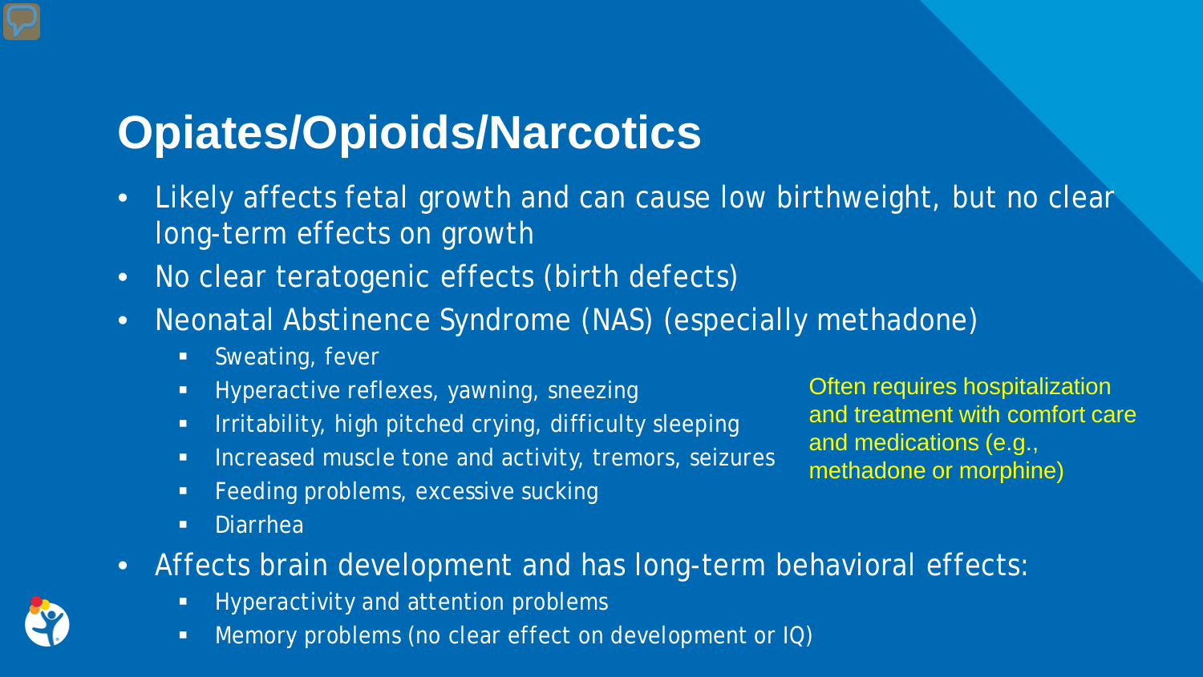# Opiates/Opioids/Narcotics

- Likely affects fetal growth and can cause low birthweight, but no clear long-term effects on growth
- No clear teratogenic effects (birth defects)
- Neonatal Abstinence Syndrome (NAS) (especially methadone)
  - Sweating, fever
  - Hyperactive reflexes, yawning, sneezing
  - Irritability, high pitched crying, difficulty sleeping
  - Increased muscle tone and activity, tremors, seizures
  - Feeding problems, excessive sucking
  - Diarrhea

Often requires hospitalization and treatment with comfort care and medications (e.g., methadone or morphine)

- Affects brain development and has long-term behavioral effects:
  - Hyperactivity and attention problems
  - Memory problems (no clear effect on development or IQ)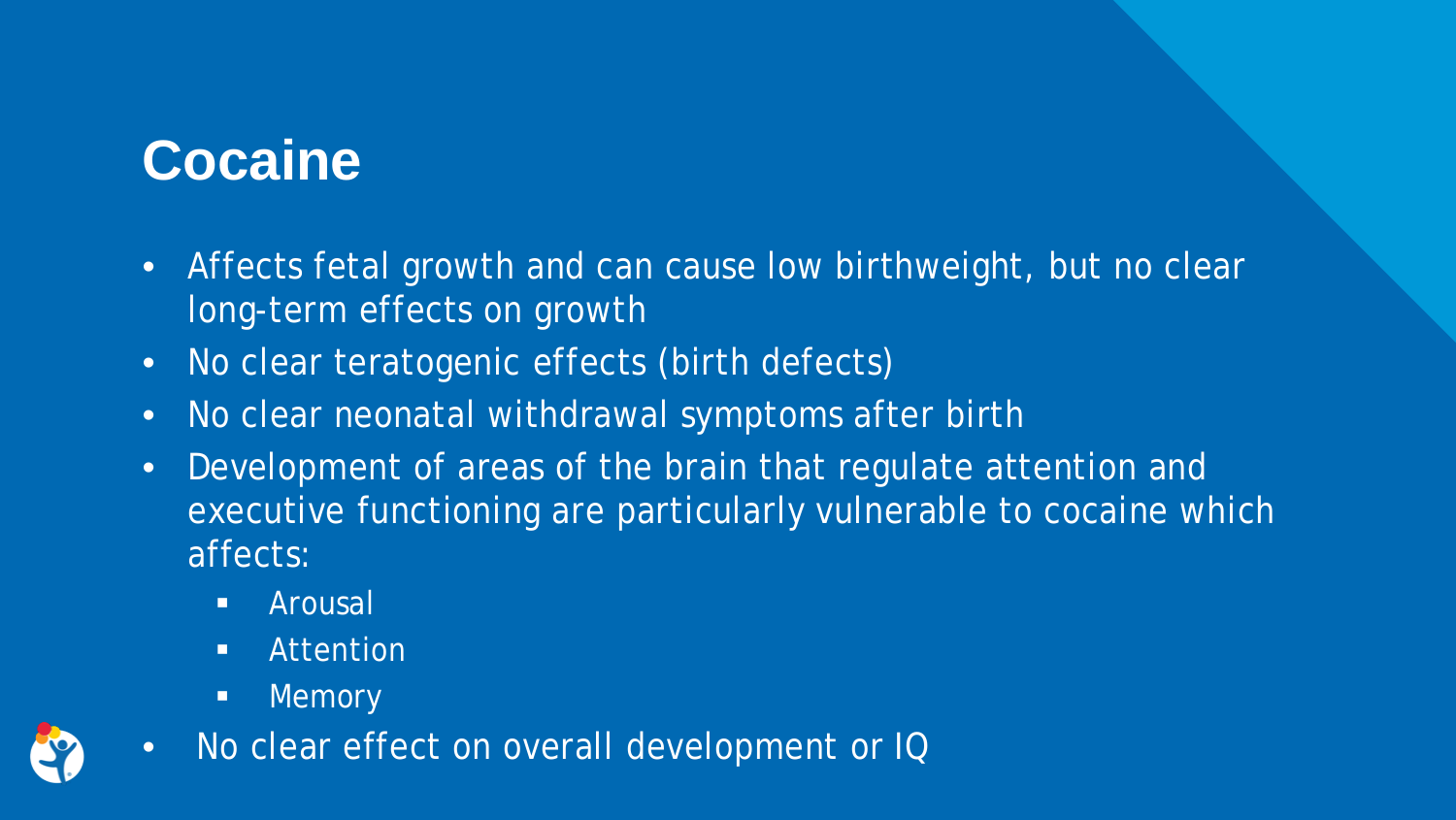# Cocaine

- Affects fetal growth and can cause low birthweight, but no clear long-term effects on growth
- No clear teratogenic effects (birth defects)
- No clear neonatal withdrawal symptoms after birth
- Development of areas of the brain that regulate attention and executive functioning are particularly vulnerable to cocaine which affects:
  - Arousal
  - Attention
  - Memory
- No clear effect on overall development or IQ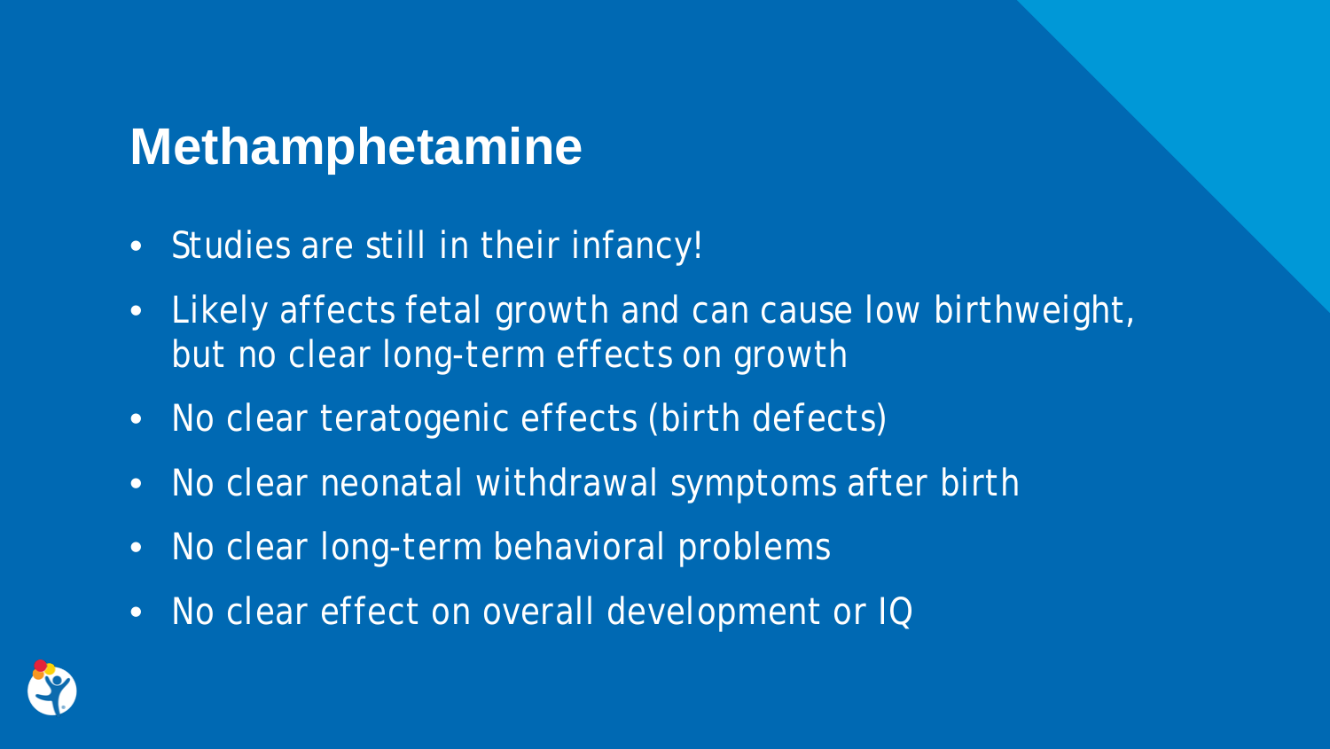# Methamphetamine

- Studies are still in their infancy!
- Likely affects fetal growth and can cause low birthweight, but no clear long-term effects on growth
- No clear teratogenic effects (birth defects)
- No clear neonatal withdrawal symptoms after birth
- No clear long-term behavioral problems
- No clear effect on overall development or IQ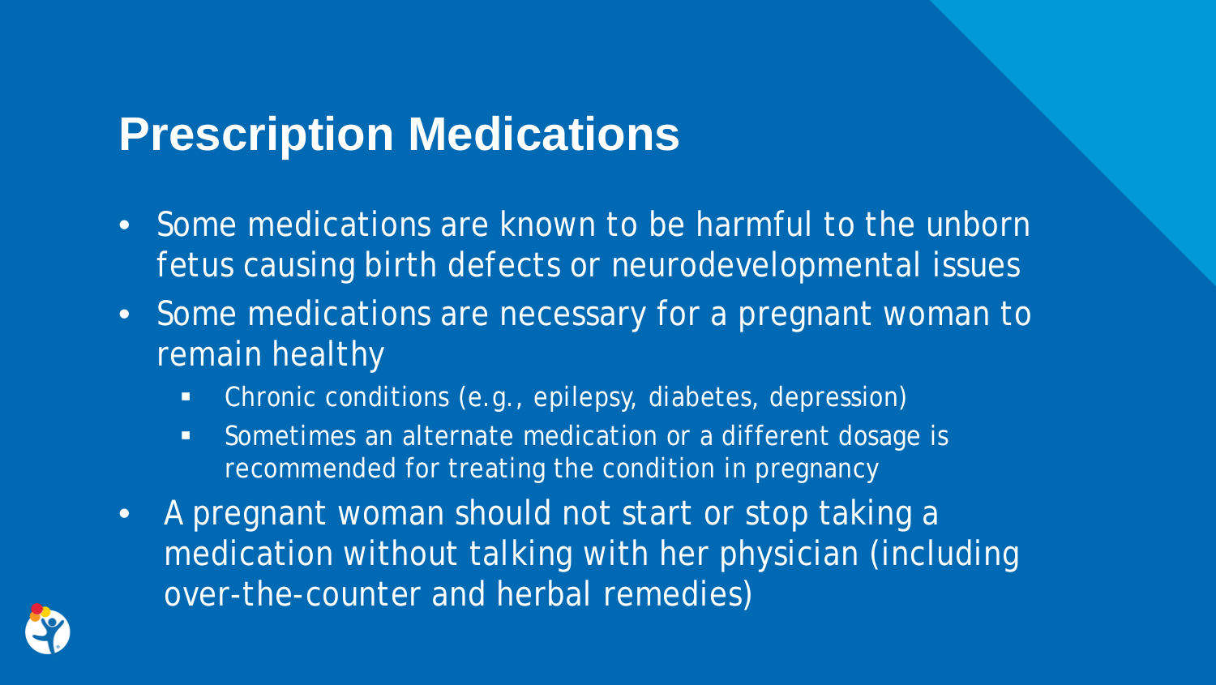# Prescription Medications

- Some medications are known to be harmful to the unborn fetus causing birth defects or neurodevelopmental issues
- Some medications are necessary for a pregnant woman to remain healthy
  - Chronic conditions (e.g., epilepsy, diabetes, depression)
  - Sometimes an alternate medication or a different dosage is recommended for treating the condition in pregnancy
- A pregnant woman should not start or stop taking a medication without talking with her physician (including over-the-counter and herbal remedies)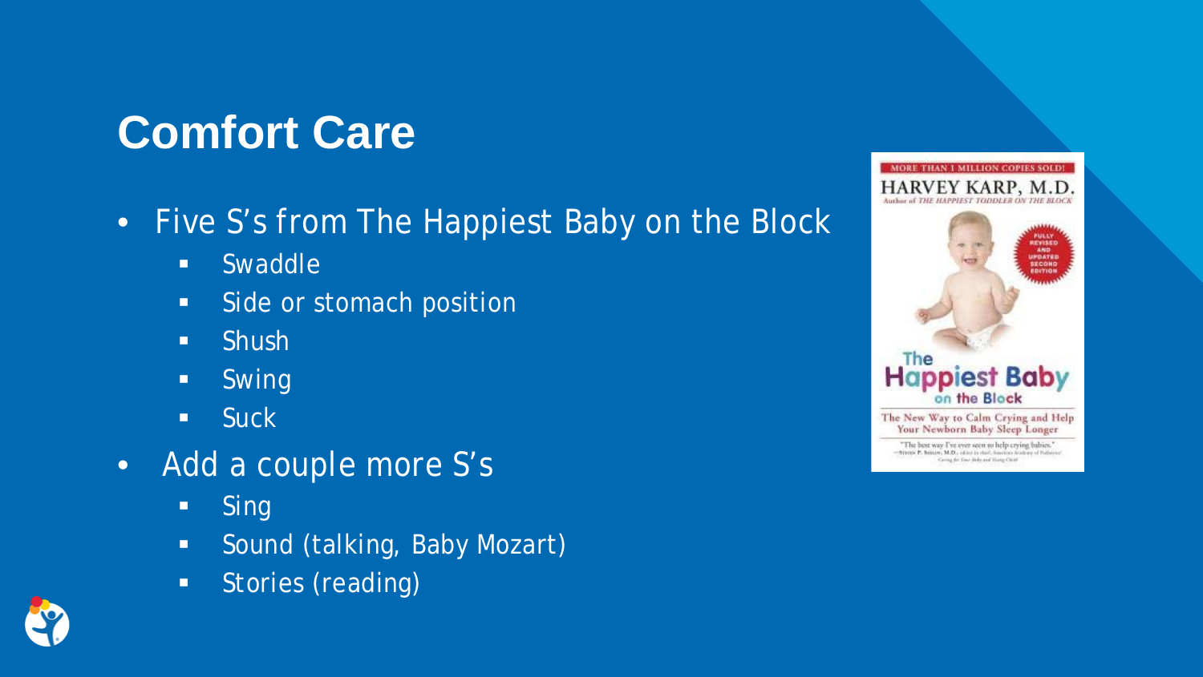# Comfort Care

- Five S's from The Happiest Baby on the Block
  - Swaddle
  - Side or stomach position
  - Shush
  - Swing
  - Suck
- Add a couple more S's
  - Sing
  - Sound (talking, Baby Mozart)
  - Stories (reading)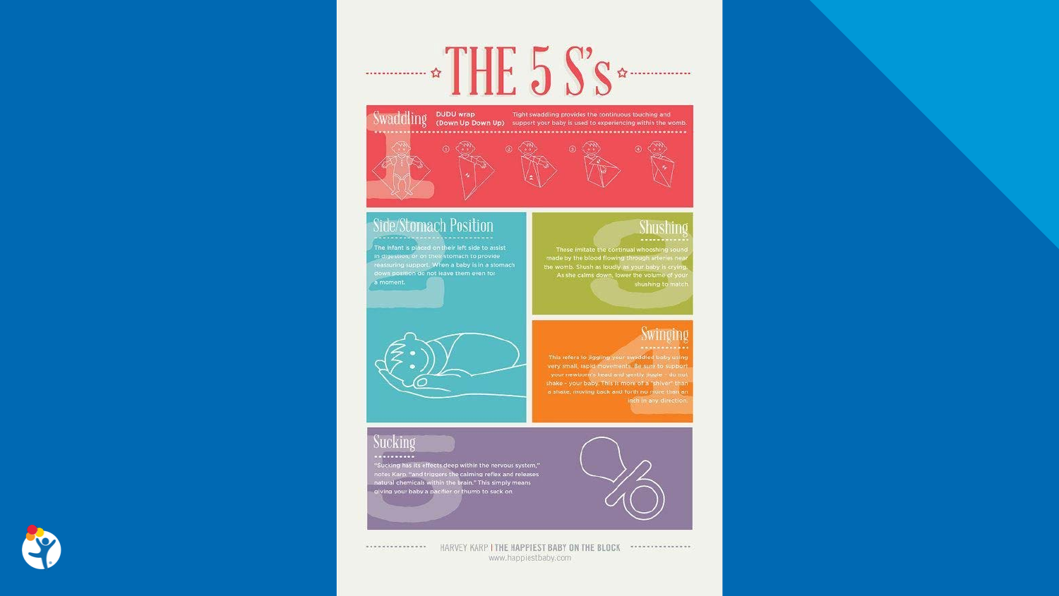# THE 5 S's

## Swaddling

**DUDU wrap (Down Up Down Up)**

Tight swaddling provides the continuous touching and support your baby is used to experiencing within the womb.

① ② ③ ④

## Side/Stomach Position

The infant is placed on their left side to assist in digestion, or on their stomach to provide reassuring support. When a baby is in a stomach down position do not leave them even for a moment.

## Shushing

These imitate the continual whooshing sound made by the blood flowing through arteries near the womb. Shush as loudly as your baby is crying. As she calms down, lower the volume of your shushing to match.

## Swinging

This refers to jiggling your swaddled baby using very small, rapid movements. Be sure to support your newborn's head and gently jiggle - do not shake - your baby. This is more of a "shiver" than a shake, moving back and forth no more than an inch in any direction.

## Sucking

"Sucking has its effects deep within the nervous system," notes Karp, "and triggers the calming reflex and releases natural chemicals within the brain." This simply means giving your baby a pacifier or thumb to suck on.

HARVEY KARP | THE HAPPIEST BABY ON THE BLOCK
www.happiestbaby.com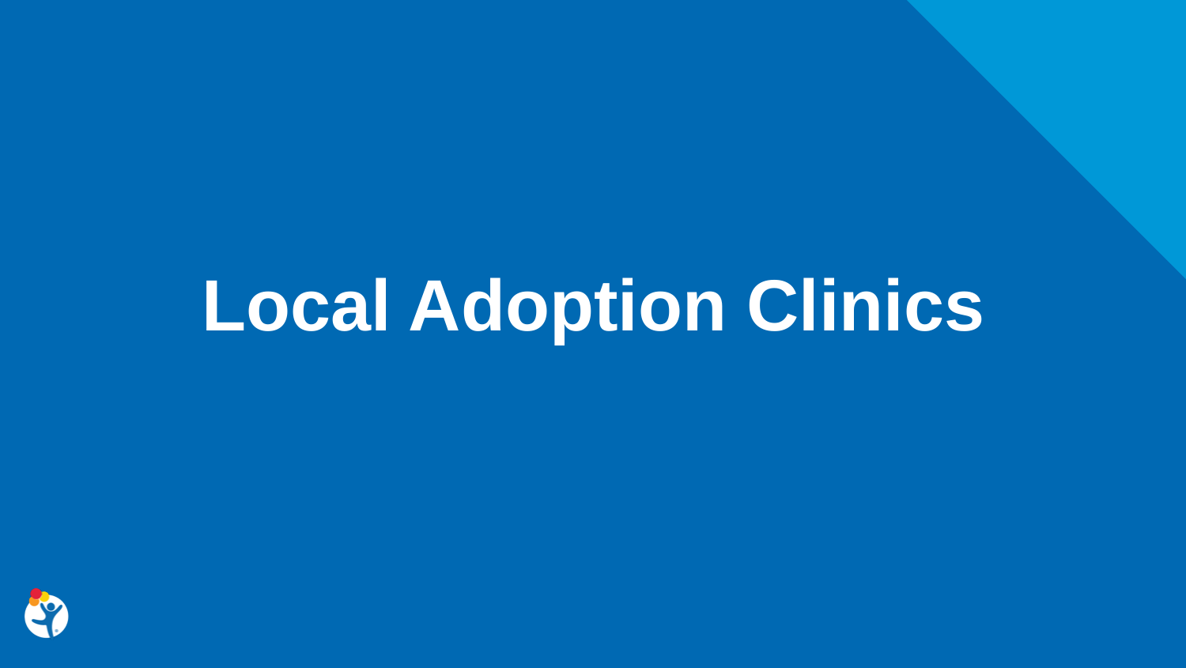# Local Adoption Clinics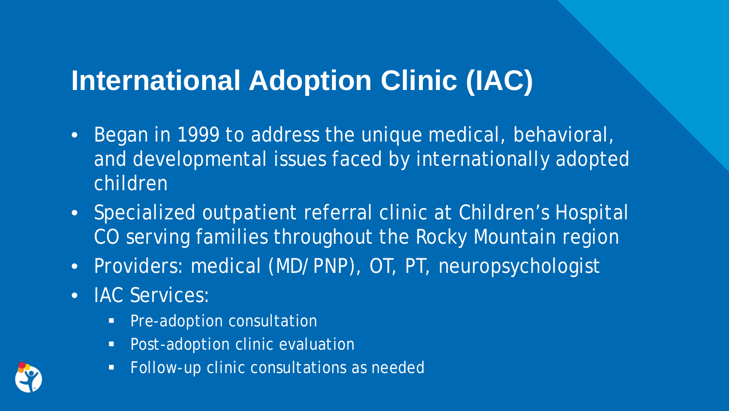# International Adoption Clinic (IAC)

- Began in 1999 to address the unique medical, behavioral, and developmental issues faced by internationally adopted children
- Specialized outpatient referral clinic at Children's Hospital CO serving families throughout the Rocky Mountain region
- Providers: medical (MD/ PNP), OT, PT, neuropsychologist
- IAC Services:
  - Pre-adoption consultation
  - Post-adoption clinic evaluation
  - Follow-up clinic consultations as needed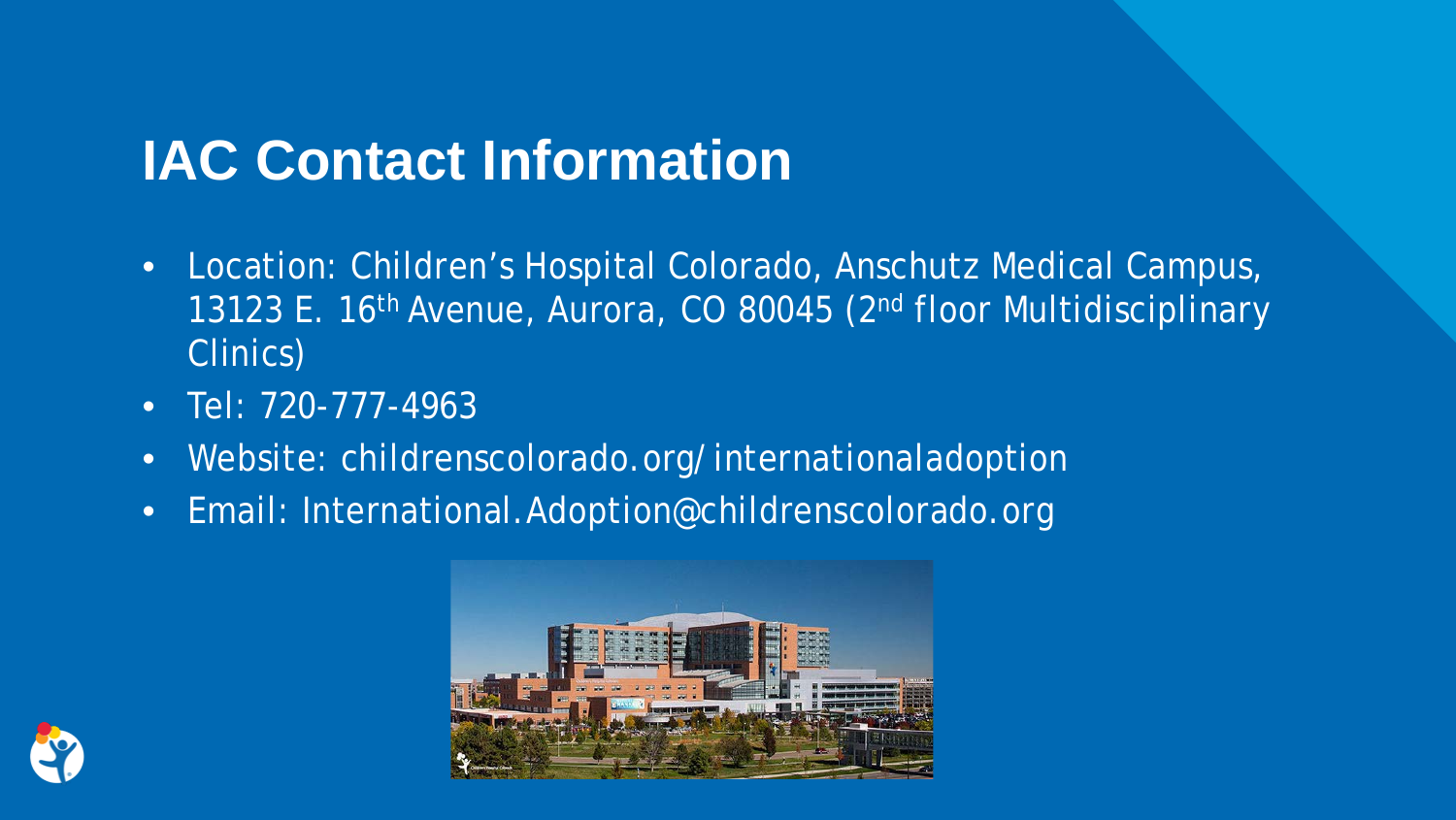# IAC Contact Information

- Location: Children's Hospital Colorado, Anschutz Medical Campus, 13123 E. 16th Avenue, Aurora, CO 80045 (2nd floor Multidisciplinary Clinics)
- Tel: 720-777-4963
- Website: childrenscolorado.org/internationaladoption
- Email: International.Adoption@childrenscolorado.org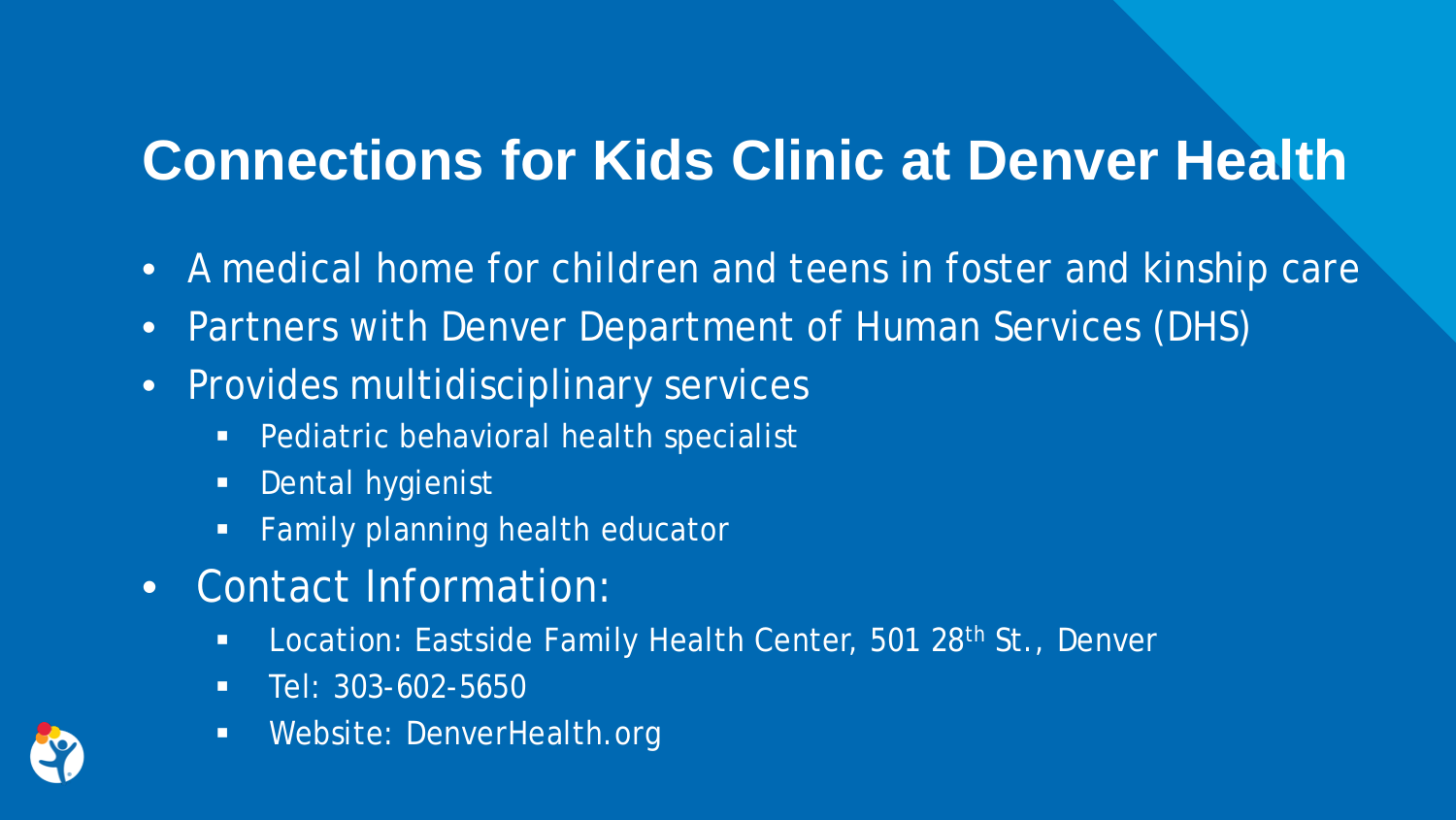# Connections for Kids Clinic at Denver Health

- A medical home for children and teens in foster and kinship care
- Partners with Denver Department of Human Services (DHS)
- Provides multidisciplinary services
  - Pediatric behavioral health specialist
  - Dental hygienist
  - Family planning health educator
- Contact Information:
  - Location: Eastside Family Health Center, 501 28th St., Denver
  - Tel: 303-602-5650
  - Website: DenverHealth.org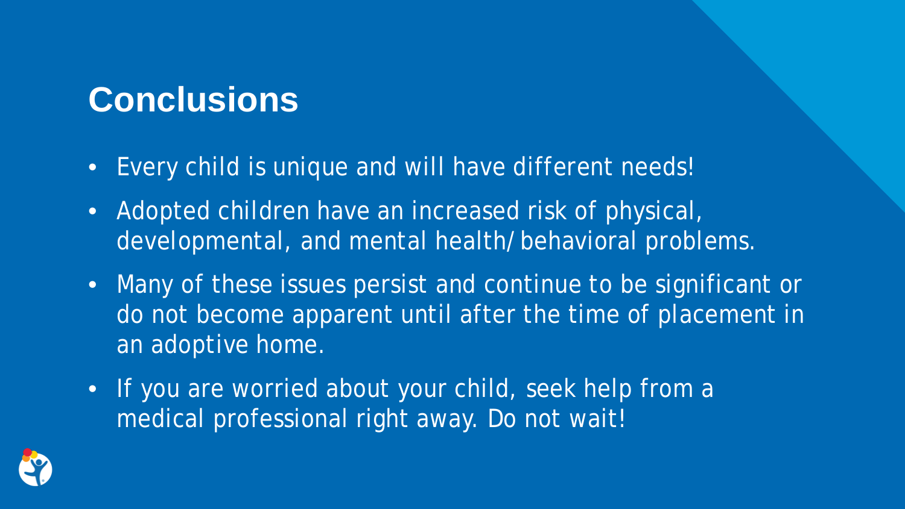# Conclusions

- Every child is unique and will have different needs!
- Adopted children have an increased risk of physical, developmental, and mental health/behavioral problems.
- Many of these issues persist and continue to be significant or do not become apparent until after the time of placement in an adoptive home.
- If you are worried about your child, seek help from a medical professional right away. Do not wait!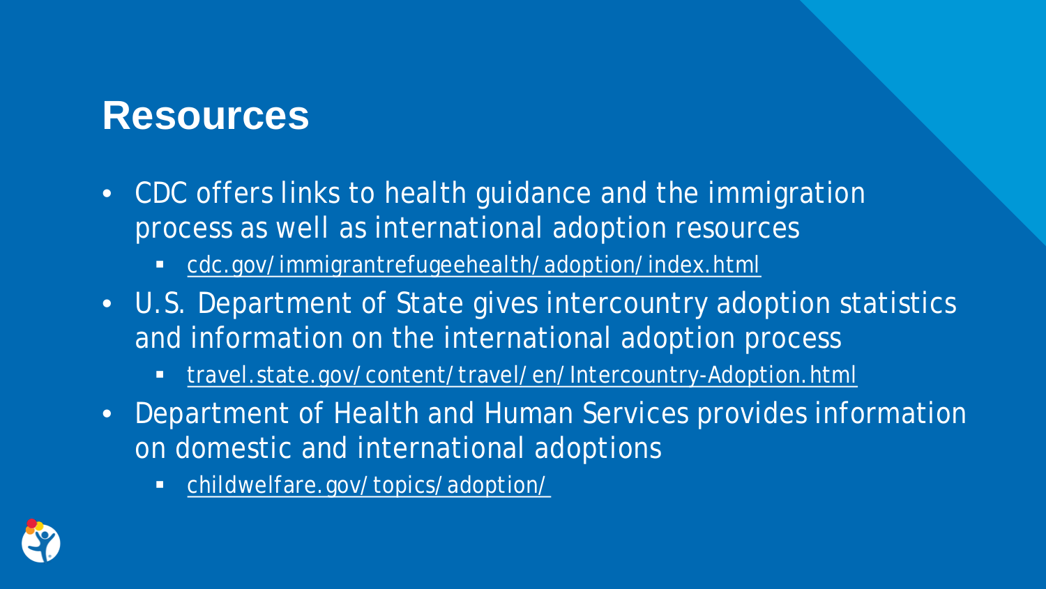# Resources

- CDC offers links to health guidance and the immigration process as well as international adoption resources
  - cdc.gov/immigrantrefugeehealth/adoption/index.html
- U.S. Department of State gives intercountry adoption statistics and information on the international adoption process
  - travel.state.gov/content/travel/en/Intercountry-Adoption.html
- Department of Health and Human Services provides information on domestic and international adoptions
  - childwelfare.gov/topics/adoption/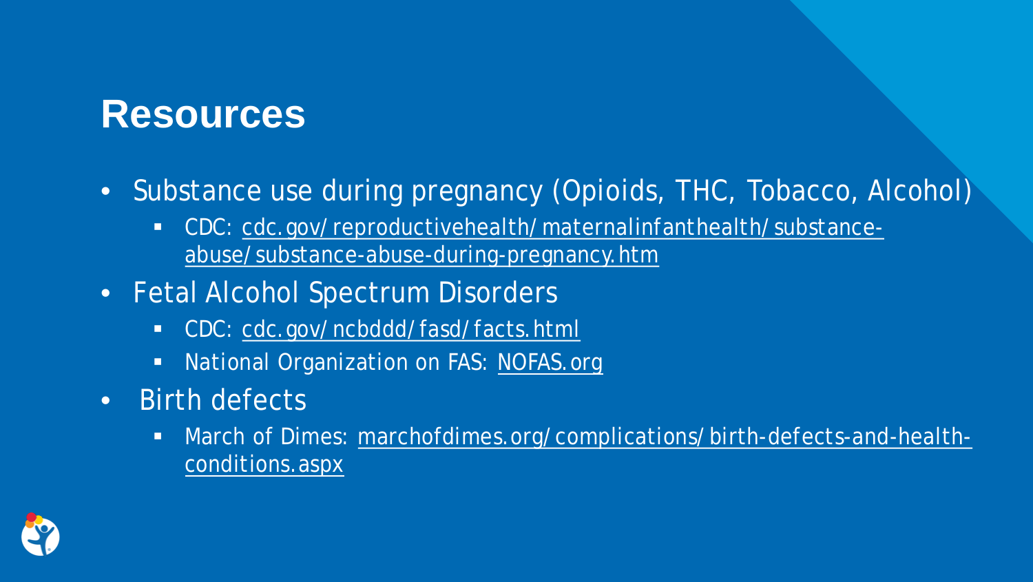# Resources

- Substance use during pregnancy (Opioids, THC, Tobacco, Alcohol)
  - CDC: cdc.gov/reproductivehealth/maternalinfanthealth/substance-abuse/substance-abuse-during-pregnancy.htm
- Fetal Alcohol Spectrum Disorders
  - CDC: cdc.gov/ncbddd/fasd/facts.html
  - National Organization on FAS: NOFAS.org
- Birth defects
  - March of Dimes: marchofdimes.org/complications/birth-defects-and-health-conditions.aspx